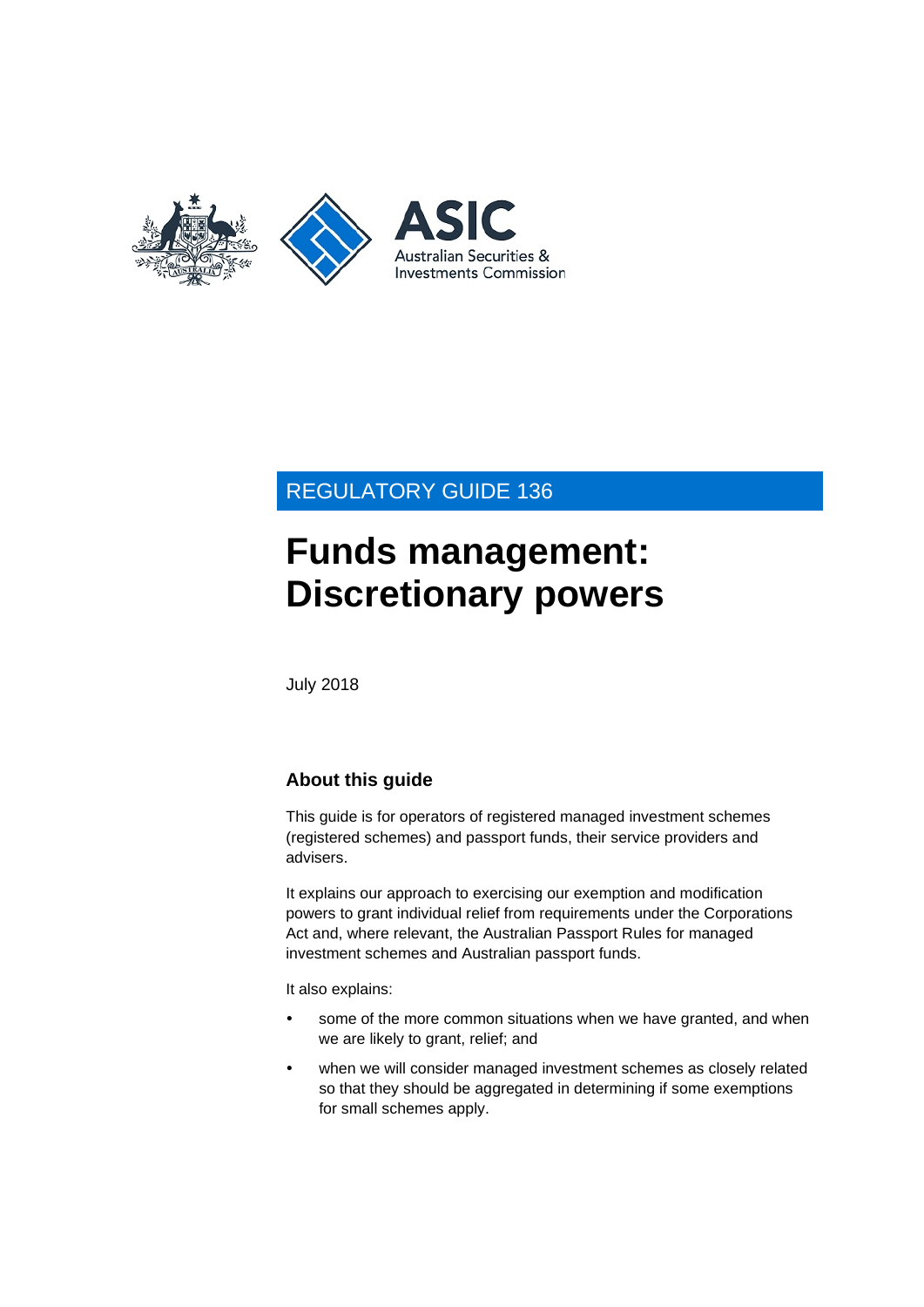ASIC

Australian Securities & Investments Commission

REGULATORY GUIDE 136

# Funds management: Discretionary powers

July 2018

## About this guide

This guide is for operators of registered managed investment schemes (registered schemes) and passport funds, their service providers and advisers.

It explains our approach to exercising our exemption and modification powers to grant individual relief from requirements under the Corporations Act and, where relevant, the Australian Passport Rules for managed investment schemes and Australian passport funds.

It also explains:

- some of the more common situations when we have granted, and when we are likely to grant, relief; and
- when we will consider managed investment schemes as closely related so that they should be aggregated in determining if some exemptions for small schemes apply.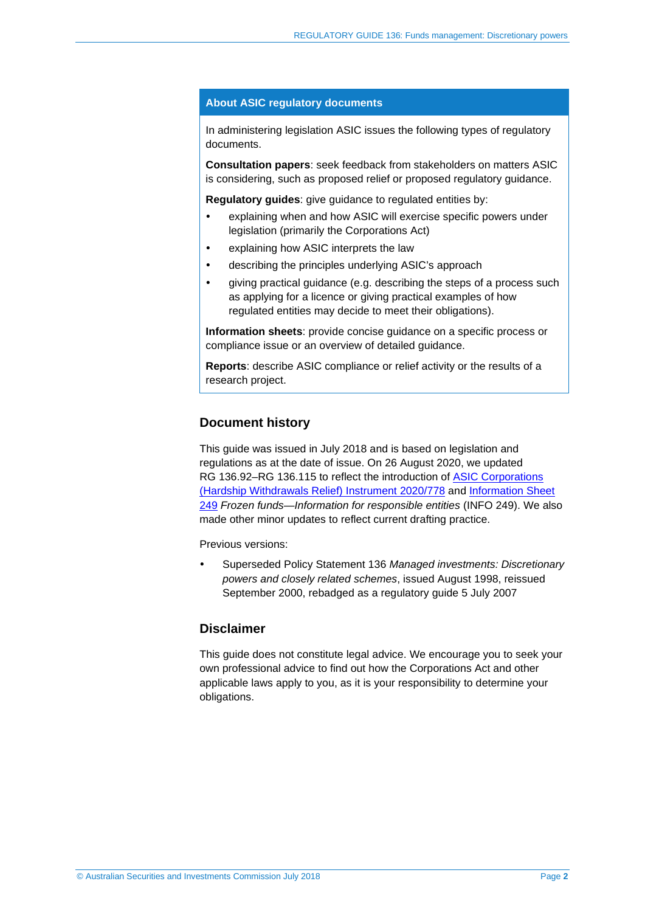## About ASIC regulatory documents

In administering legislation ASIC issues the following types of regulatory documents.

**Consultation papers**: seek feedback from stakeholders on matters ASIC is considering, such as proposed relief or proposed regulatory guidance.

**Regulatory guides**: give guidance to regulated entities by:

- explaining when and how ASIC will exercise specific powers under legislation (primarily the Corporations Act)
- explaining how ASIC interprets the law
- describing the principles underlying ASIC's approach
- giving practical guidance (e.g. describing the steps of a process such as applying for a licence or giving practical examples of how regulated entities may decide to meet their obligations).

**Information sheets**: provide concise guidance on a specific process or compliance issue or an overview of detailed guidance.

**Reports**: describe ASIC compliance or relief activity or the results of a research project.

## Document history

This guide was issued in July 2018 and is based on legislation and regulations as at the date of issue. On 26 August 2020, we updated RG 136.92–RG 136.115 to reflect the introduction of ASIC Corporations (Hardship Withdrawals Relief) Instrument 2020/778 and Information Sheet 249 *Frozen funds—Information for responsible entities* (INFO 249). We also made other minor updates to reflect current drafting practice.

Previous versions:

- Superseded Policy Statement 136 *Managed investments: Discretionary powers and closely related schemes*, issued August 1998, reissued September 2000, rebadged as a regulatory guide 5 July 2007

## Disclaimer

This guide does not constitute legal advice. We encourage you to seek your own professional advice to find out how the Corporations Act and other applicable laws apply to you, as it is your responsibility to determine your obligations.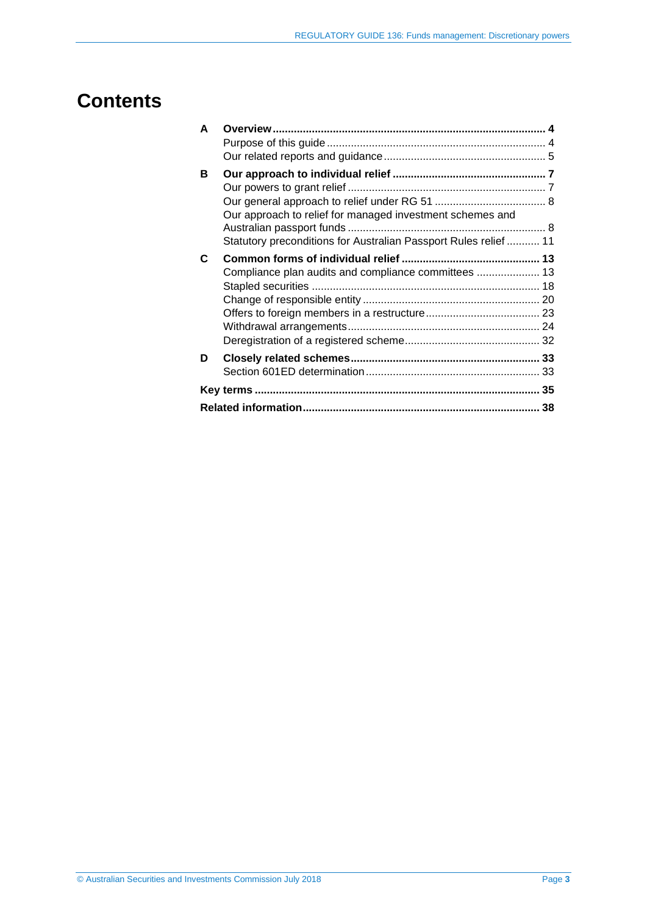# Contents

| | | |
|---|---|---|
| **A** | **Overview** | **4** |
| | Purpose of this guide | 4 |
| | Our related reports and guidance | 5 |
| **B** | **Our approach to individual relief** | **7** |
| | Our powers to grant relief | 7 |
| | Our general approach to relief under RG 51 | 8 |
| | Our approach to relief for managed investment schemes and Australian passport funds | 8 |
| | Statutory preconditions for Australian Passport Rules relief | 11 |
| **C** | **Common forms of individual relief** | **13** |
| | Compliance plan audits and compliance committees | 13 |
| | Stapled securities | 18 |
| | Change of responsible entity | 20 |
| | Offers to foreign members in a restructure | 23 |
| | Withdrawal arrangements | 24 |
| | Deregistration of a registered scheme | 32 |
| **D** | **Closely related schemes** | **33** |
| | Section 601ED determination | 33 |
| **Key terms** | | **35** |
| **Related information** | | **38** |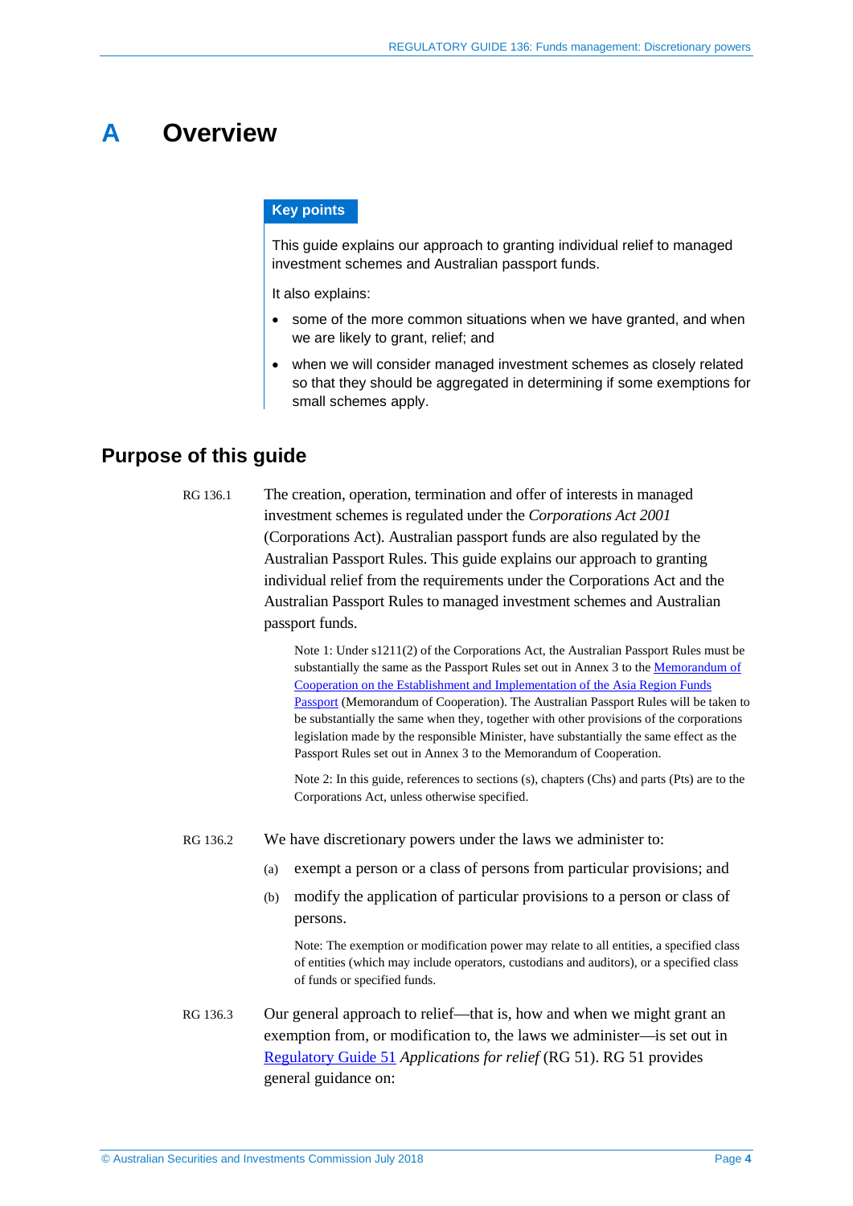# A Overview

**Key points**

This guide explains our approach to granting individual relief to managed investment schemes and Australian passport funds.

It also explains:

- some of the more common situations when we have granted, and when we are likely to grant, relief; and
- when we will consider managed investment schemes as closely related so that they should be aggregated in determining if some exemptions for small schemes apply.

## Purpose of this guide

RG 136.1 The creation, operation, termination and offer of interests in managed investment schemes is regulated under the *Corporations Act 2001* (Corporations Act). Australian passport funds are also regulated by the Australian Passport Rules. This guide explains our approach to granting individual relief from the requirements under the Corporations Act and the Australian Passport Rules to managed investment schemes and Australian passport funds.

> Note 1: Under s1211(2) of the Corporations Act, the Australian Passport Rules must be substantially the same as the Passport Rules set out in Annex 3 to the Memorandum of Cooperation on the Establishment and Implementation of the Asia Region Funds Passport (Memorandum of Cooperation). The Australian Passport Rules will be taken to be substantially the same when they, together with other provisions of the corporations legislation made by the responsible Minister, have substantially the same effect as the Passport Rules set out in Annex 3 to the Memorandum of Cooperation.

> Note 2: In this guide, references to sections (s), chapters (Chs) and parts (Pts) are to the Corporations Act, unless otherwise specified.

RG 136.2 We have discretionary powers under the laws we administer to:

(a) exempt a person or a class of persons from particular provisions; and

(b) modify the application of particular provisions to a person or class of persons.

> Note: The exemption or modification power may relate to all entities, a specified class of entities (which may include operators, custodians and auditors), or a specified class of funds or specified funds.

RG 136.3 Our general approach to relief—that is, how and when we might grant an exemption from, or modification to, the laws we administer—is set out in Regulatory Guide 51 *Applications for relief* (RG 51). RG 51 provides general guidance on: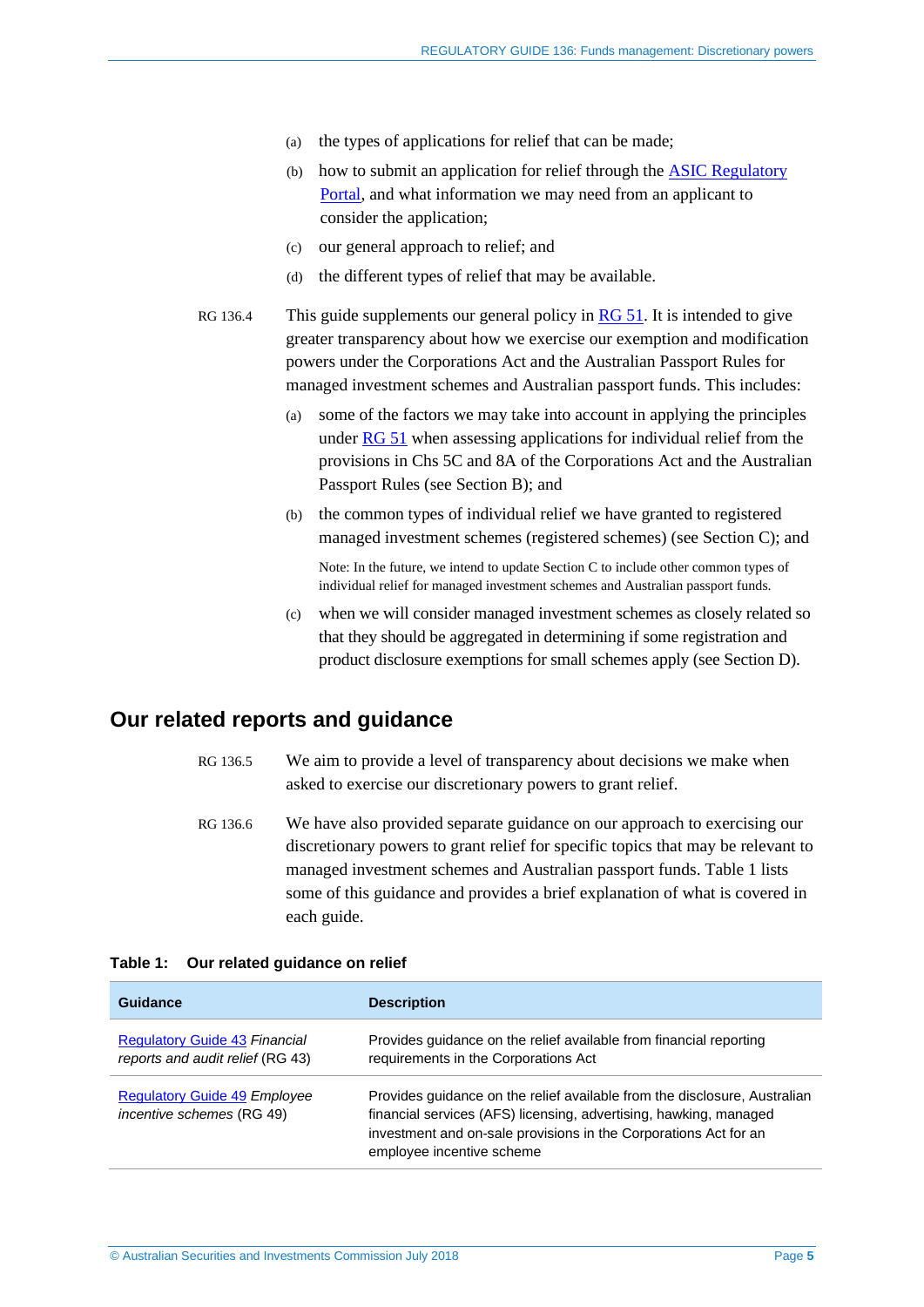(a) the types of applications for relief that can be made;

(b) how to submit an application for relief through the ASIC Regulatory Portal, and what information we may need from an applicant to consider the application;

(c) our general approach to relief; and

(d) the different types of relief that may be available.

RG 136.4 This guide supplements our general policy in RG 51. It is intended to give greater transparency about how we exercise our exemption and modification powers under the Corporations Act and the Australian Passport Rules for managed investment schemes and Australian passport funds. This includes:

(a) some of the factors we may take into account in applying the principles under RG 51 when assessing applications for individual relief from the provisions in Chs 5C and 8A of the Corporations Act and the Australian Passport Rules (see Section B); and

(b) the common types of individual relief we have granted to registered managed investment schemes (registered schemes) (see Section C); and

Note: In the future, we intend to update Section C to include other common types of individual relief for managed investment schemes and Australian passport funds.

(c) when we will consider managed investment schemes as closely related so that they should be aggregated in determining if some registration and product disclosure exemptions for small schemes apply (see Section D).

## Our related reports and guidance

RG 136.5 We aim to provide a level of transparency about decisions we make when asked to exercise our discretionary powers to grant relief.

RG 136.6 We have also provided separate guidance on our approach to exercising our discretionary powers to grant relief for specific topics that may be relevant to managed investment schemes and Australian passport funds. Table 1 lists some of this guidance and provides a brief explanation of what is covered in each guide.

**Table 1: Our related guidance on relief**

| Guidance | Description |
|---|---|
| Regulatory Guide 43 *Financial reports and audit relief* (RG 43) | Provides guidance on the relief available from financial reporting requirements in the Corporations Act |
| Regulatory Guide 49 *Employee incentive schemes* (RG 49) | Provides guidance on the relief available from the disclosure, Australian financial services (AFS) licensing, advertising, hawking, managed investment and on-sale provisions in the Corporations Act for an employee incentive scheme |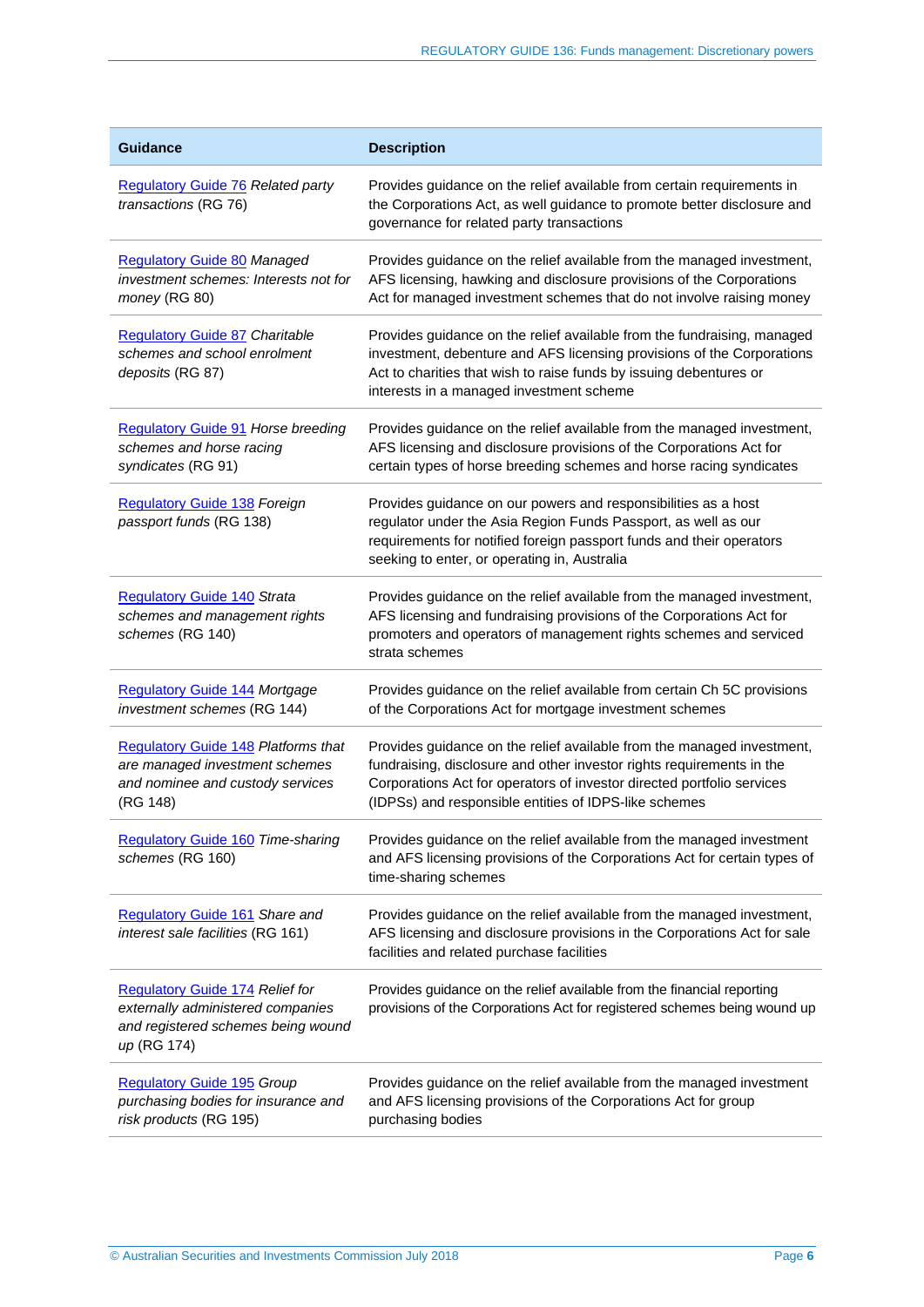| Guidance | Description |
| --- | --- |
| Regulatory Guide 76 *Related party transactions* (RG 76) | Provides guidance on the relief available from certain requirements in the Corporations Act, as well guidance to promote better disclosure and governance for related party transactions |
| Regulatory Guide 80 *Managed investment schemes: Interests not for money* (RG 80) | Provides guidance on the relief available from the managed investment, AFS licensing, hawking and disclosure provisions of the Corporations Act for managed investment schemes that do not involve raising money |
| Regulatory Guide 87 *Charitable schemes and school enrolment deposits* (RG 87) | Provides guidance on the relief available from the fundraising, managed investment, debenture and AFS licensing provisions of the Corporations Act to charities that wish to raise funds by issuing debentures or interests in a managed investment scheme |
| Regulatory Guide 91 *Horse breeding schemes and horse racing syndicates* (RG 91) | Provides guidance on the relief available from the managed investment, AFS licensing and disclosure provisions of the Corporations Act for certain types of horse breeding schemes and horse racing syndicates |
| Regulatory Guide 138 *Foreign passport funds* (RG 138) | Provides guidance on our powers and responsibilities as a host regulator under the Asia Region Funds Passport, as well as our requirements for notified foreign passport funds and their operators seeking to enter, or operating in, Australia |
| Regulatory Guide 140 *Strata schemes and management rights schemes* (RG 140) | Provides guidance on the relief available from the managed investment, AFS licensing and fundraising provisions of the Corporations Act for promoters and operators of management rights schemes and serviced strata schemes |
| Regulatory Guide 144 *Mortgage investment schemes* (RG 144) | Provides guidance on the relief available from certain Ch 5C provisions of the Corporations Act for mortgage investment schemes |
| Regulatory Guide 148 *Platforms that are managed investment schemes and nominee and custody services* (RG 148) | Provides guidance on the relief available from the managed investment, fundraising, disclosure and other investor rights requirements in the Corporations Act for operators of investor directed portfolio services (IDPSs) and responsible entities of IDPS-like schemes |
| Regulatory Guide 160 *Time-sharing schemes* (RG 160) | Provides guidance on the relief available from the managed investment and AFS licensing provisions of the Corporations Act for certain types of time-sharing schemes |
| Regulatory Guide 161 *Share and interest sale facilities* (RG 161) | Provides guidance on the relief available from the managed investment, AFS licensing and disclosure provisions in the Corporations Act for sale facilities and related purchase facilities |
| Regulatory Guide 174 *Relief for externally administered companies and registered schemes being wound up* (RG 174) | Provides guidance on the relief available from the financial reporting provisions of the Corporations Act for registered schemes being wound up |
| Regulatory Guide 195 *Group purchasing bodies for insurance and risk products* (RG 195) | Provides guidance on the relief available from the managed investment and AFS licensing provisions of the Corporations Act for group purchasing bodies |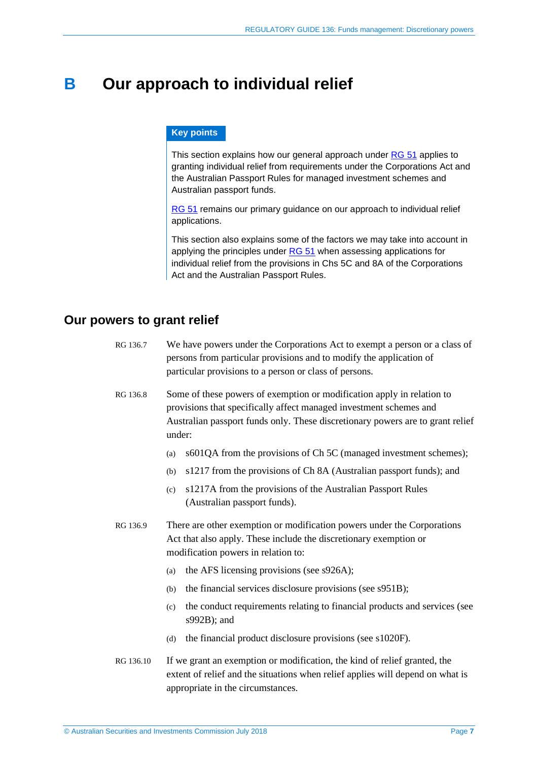# B Our approach to individual relief

**Key points**

This section explains how our general approach under RG 51 applies to granting individual relief from requirements under the Corporations Act and the Australian Passport Rules for managed investment schemes and Australian passport funds.

RG 51 remains our primary guidance on our approach to individual relief applications.

This section also explains some of the factors we may take into account in applying the principles under RG 51 when assessing applications for individual relief from the provisions in Chs 5C and 8A of the Corporations Act and the Australian Passport Rules.

## Our powers to grant relief

RG 136.7 We have powers under the Corporations Act to exempt a person or a class of persons from particular provisions and to modify the application of particular provisions to a person or class of persons.

RG 136.8 Some of these powers of exemption or modification apply in relation to provisions that specifically affect managed investment schemes and Australian passport funds only. These discretionary powers are to grant relief under:

(a) s601QA from the provisions of Ch 5C (managed investment schemes);

(b) s1217 from the provisions of Ch 8A (Australian passport funds); and

(c) s1217A from the provisions of the Australian Passport Rules (Australian passport funds).

RG 136.9 There are other exemption or modification powers under the Corporations Act that also apply. These include the discretionary exemption or modification powers in relation to:

(a) the AFS licensing provisions (see s926A);

(b) the financial services disclosure provisions (see s951B);

(c) the conduct requirements relating to financial products and services (see s992B); and

(d) the financial product disclosure provisions (see s1020F).

RG 136.10 If we grant an exemption or modification, the kind of relief granted, the extent of relief and the situations when relief applies will depend on what is appropriate in the circumstances.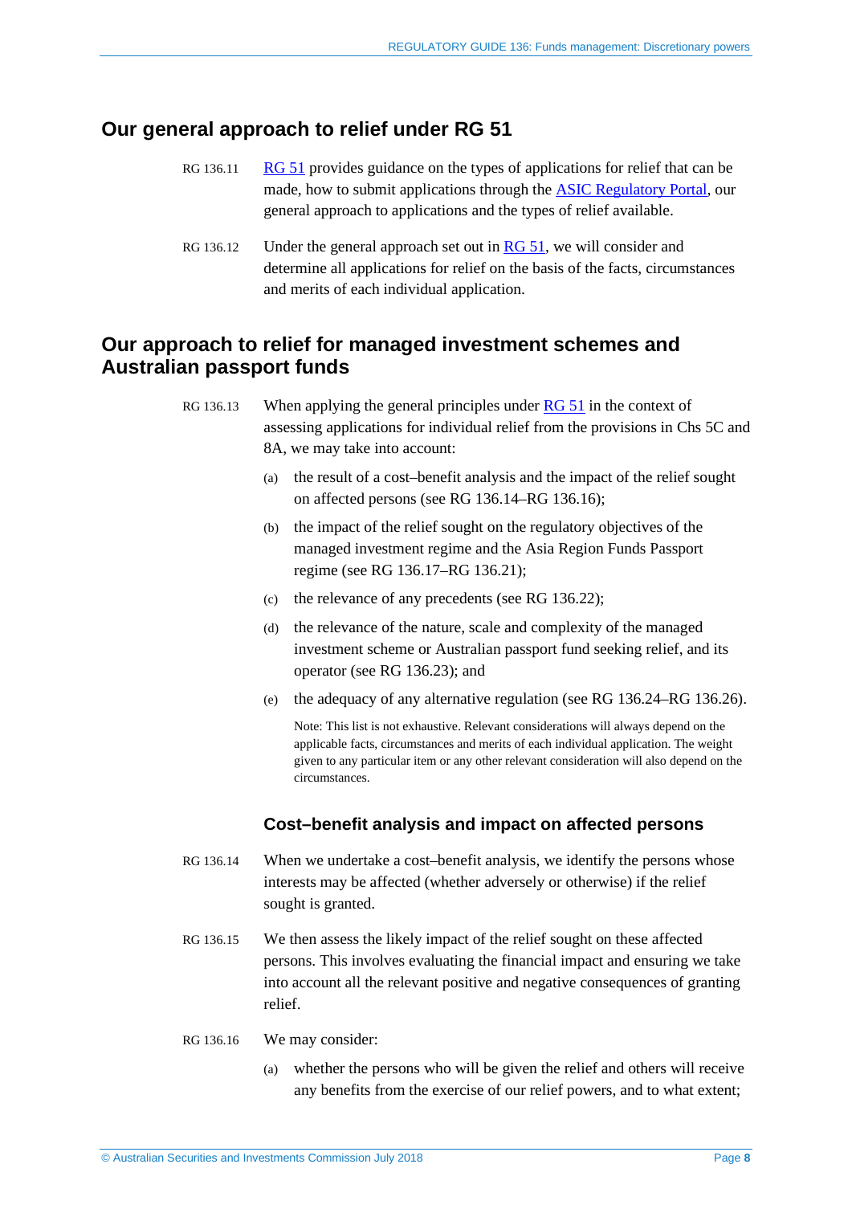## Our general approach to relief under RG 51

RG 136.11 [RG 51](#) provides guidance on the types of applications for relief that can be made, how to submit applications through the [ASIC Regulatory Portal](#), our general approach to applications and the types of relief available.

RG 136.12 Under the general approach set out in [RG 51](#), we will consider and determine all applications for relief on the basis of the facts, circumstances and merits of each individual application.

## Our approach to relief for managed investment schemes and Australian passport funds

RG 136.13 When applying the general principles under [RG 51](#) in the context of assessing applications for individual relief from the provisions in Chs 5C and 8A, we may take into account:

(a) the result of a cost–benefit analysis and the impact of the relief sought on affected persons (see RG 136.14–RG 136.16);

(b) the impact of the relief sought on the regulatory objectives of the managed investment regime and the Asia Region Funds Passport regime (see RG 136.17–RG 136.21);

(c) the relevance of any precedents (see RG 136.22);

(d) the relevance of the nature, scale and complexity of the managed investment scheme or Australian passport fund seeking relief, and its operator (see RG 136.23); and

(e) the adequacy of any alternative regulation (see RG 136.24–RG 136.26).

Note: This list is not exhaustive. Relevant considerations will always depend on the applicable facts, circumstances and merits of each individual application. The weight given to any particular item or any other relevant consideration will also depend on the circumstances.

### Cost–benefit analysis and impact on affected persons

RG 136.14 When we undertake a cost–benefit analysis, we identify the persons whose interests may be affected (whether adversely or otherwise) if the relief sought is granted.

RG 136.15 We then assess the likely impact of the relief sought on these affected persons. This involves evaluating the financial impact and ensuring we take into account all the relevant positive and negative consequences of granting relief.

RG 136.16 We may consider:

(a) whether the persons who will be given the relief and others will receive any benefits from the exercise of our relief powers, and to what extent;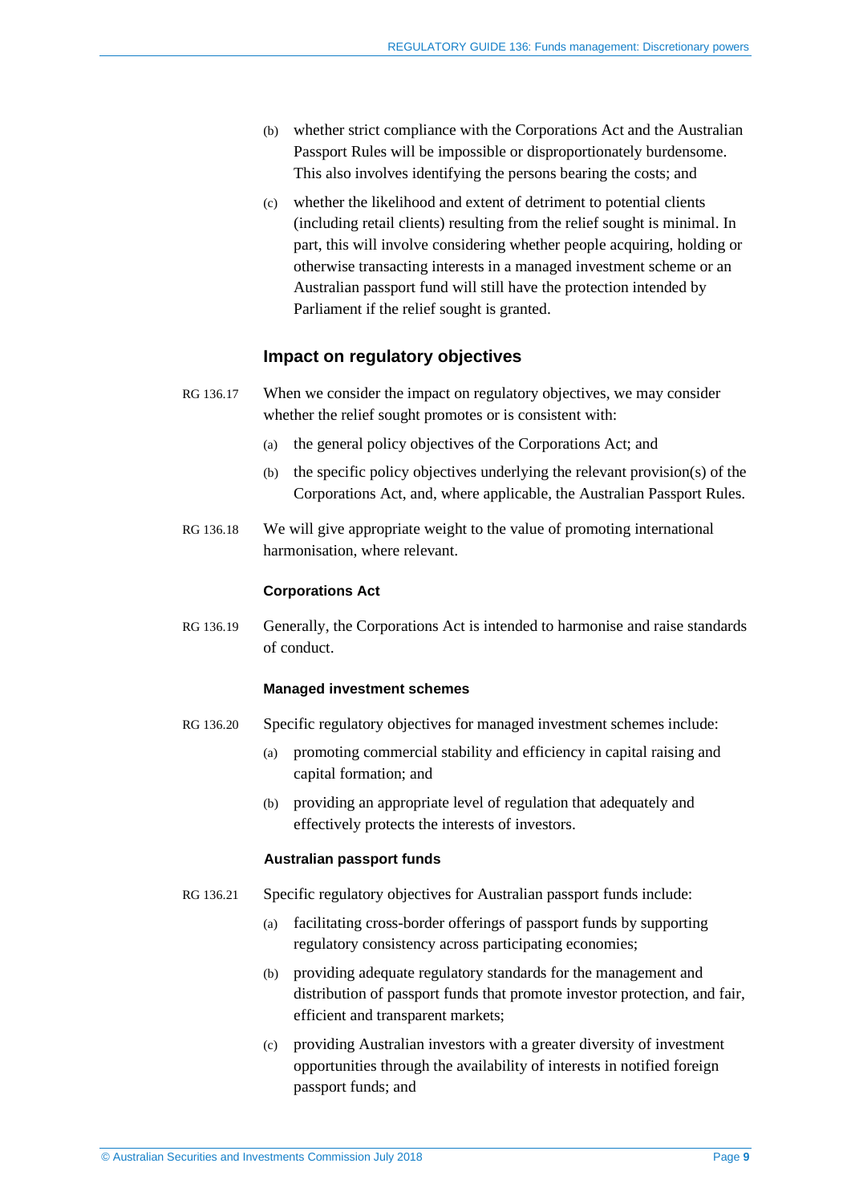(b) whether strict compliance with the Corporations Act and the Australian Passport Rules will be impossible or disproportionately burdensome. This also involves identifying the persons bearing the costs; and

(c) whether the likelihood and extent of detriment to potential clients (including retail clients) resulting from the relief sought is minimal. In part, this will involve considering whether people acquiring, holding or otherwise transacting interests in a managed investment scheme or an Australian passport fund will still have the protection intended by Parliament if the relief sought is granted.

## Impact on regulatory objectives

RG 136.17 When we consider the impact on regulatory objectives, we may consider whether the relief sought promotes or is consistent with:

(a) the general policy objectives of the Corporations Act; and

(b) the specific policy objectives underlying the relevant provision(s) of the Corporations Act, and, where applicable, the Australian Passport Rules.

RG 136.18 We will give appropriate weight to the value of promoting international harmonisation, where relevant.

### Corporations Act

RG 136.19 Generally, the Corporations Act is intended to harmonise and raise standards of conduct.

#### Managed investment schemes

RG 136.20 Specific regulatory objectives for managed investment schemes include:

(a) promoting commercial stability and efficiency in capital raising and capital formation; and

(b) providing an appropriate level of regulation that adequately and effectively protects the interests of investors.

#### Australian passport funds

RG 136.21 Specific regulatory objectives for Australian passport funds include:

(a) facilitating cross-border offerings of passport funds by supporting regulatory consistency across participating economies;

(b) providing adequate regulatory standards for the management and distribution of passport funds that promote investor protection, and fair, efficient and transparent markets;

(c) providing Australian investors with a greater diversity of investment opportunities through the availability of interests in notified foreign passport funds; and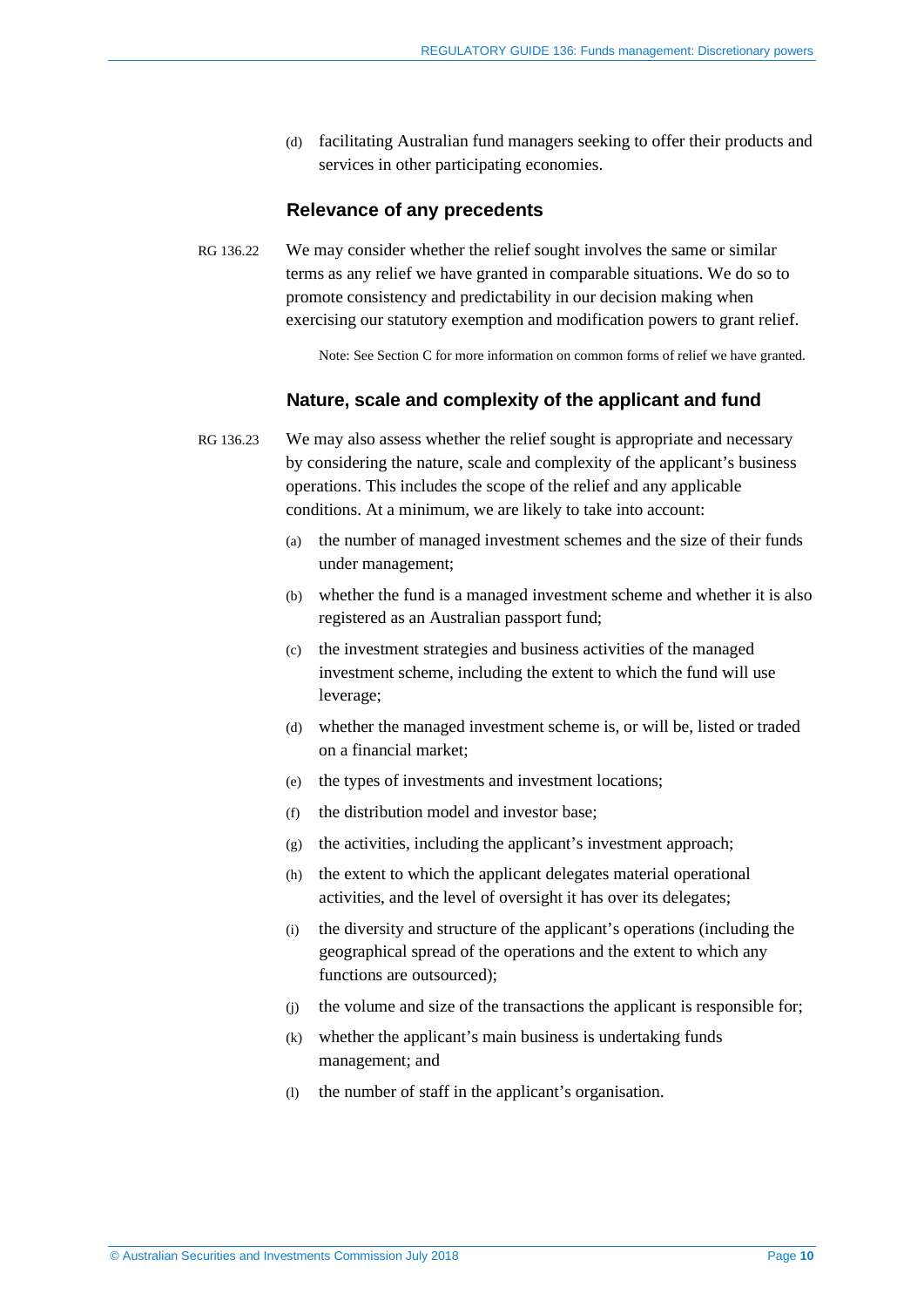(d) facilitating Australian fund managers seeking to offer their products and services in other participating economies.

### Relevance of any precedents

RG 136.22 We may consider whether the relief sought involves the same or similar terms as any relief we have granted in comparable situations. We do so to promote consistency and predictability in our decision making when exercising our statutory exemption and modification powers to grant relief.

Note: See Section C for more information on common forms of relief we have granted.

### Nature, scale and complexity of the applicant and fund

RG 136.23 We may also assess whether the relief sought is appropriate and necessary by considering the nature, scale and complexity of the applicant's business operations. This includes the scope of the relief and any applicable conditions. At a minimum, we are likely to take into account:

(a) the number of managed investment schemes and the size of their funds under management;

(b) whether the fund is a managed investment scheme and whether it is also registered as an Australian passport fund;

(c) the investment strategies and business activities of the managed investment scheme, including the extent to which the fund will use leverage;

(d) whether the managed investment scheme is, or will be, listed or traded on a financial market;

(e) the types of investments and investment locations;

(f) the distribution model and investor base;

(g) the activities, including the applicant's investment approach;

(h) the extent to which the applicant delegates material operational activities, and the level of oversight it has over its delegates;

(i) the diversity and structure of the applicant's operations (including the geographical spread of the operations and the extent to which any functions are outsourced);

(j) the volume and size of the transactions the applicant is responsible for;

(k) whether the applicant's main business is undertaking funds management; and

(l) the number of staff in the applicant's organisation.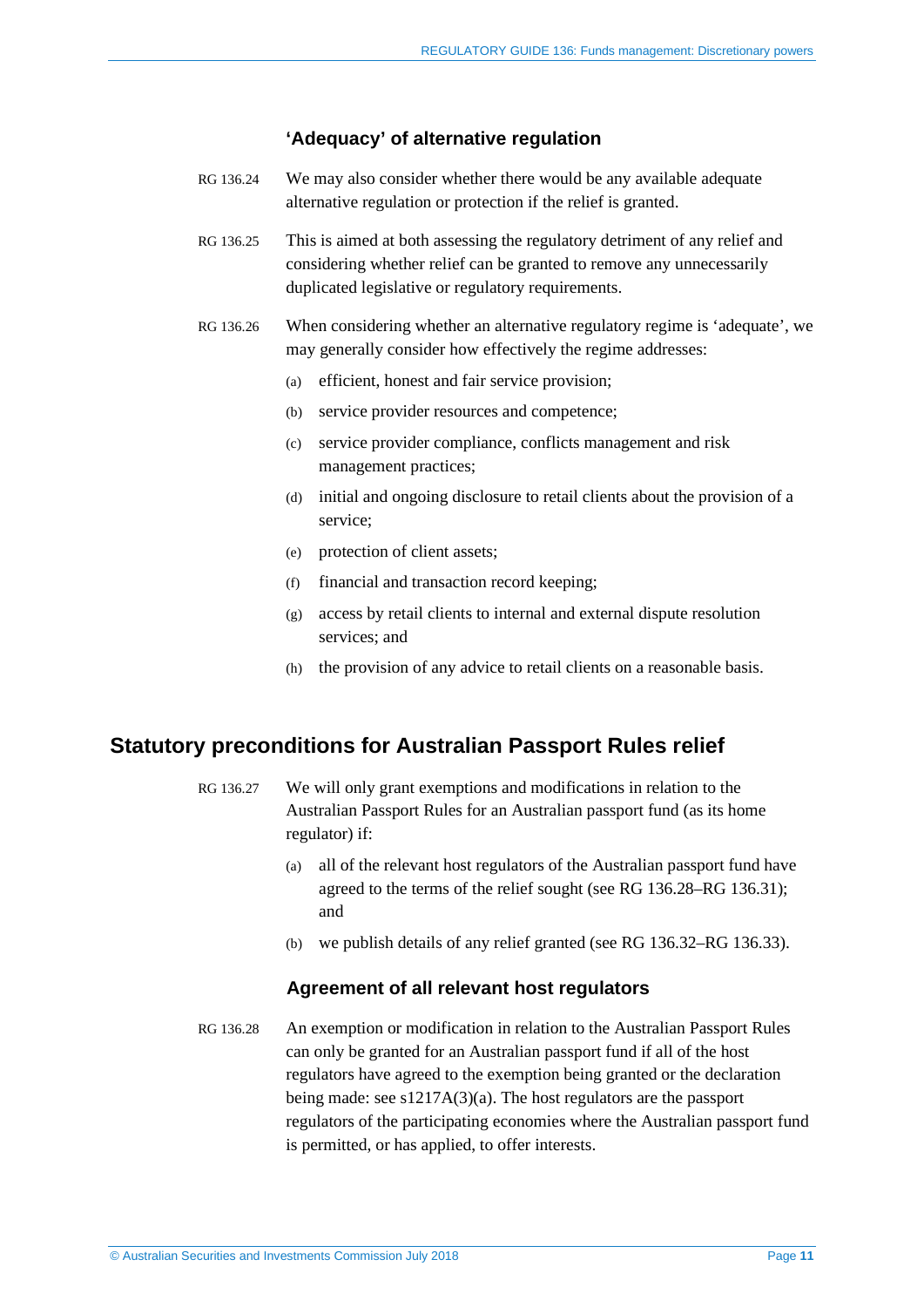### 'Adequacy' of alternative regulation

RG 136.24 We may also consider whether there would be any available adequate alternative regulation or protection if the relief is granted.

RG 136.25 This is aimed at both assessing the regulatory detriment of any relief and considering whether relief can be granted to remove any unnecessarily duplicated legislative or regulatory requirements.

RG 136.26 When considering whether an alternative regulatory regime is 'adequate', we may generally consider how effectively the regime addresses:

- (a) efficient, honest and fair service provision;
- (b) service provider resources and competence;
- (c) service provider compliance, conflicts management and risk management practices;
- (d) initial and ongoing disclosure to retail clients about the provision of a service;
- (e) protection of client assets;
- (f) financial and transaction record keeping;
- (g) access by retail clients to internal and external dispute resolution services; and
- (h) the provision of any advice to retail clients on a reasonable basis.

## Statutory preconditions for Australian Passport Rules relief

RG 136.27 We will only grant exemptions and modifications in relation to the Australian Passport Rules for an Australian passport fund (as its home regulator) if:

- (a) all of the relevant host regulators of the Australian passport fund have agreed to the terms of the relief sought (see RG 136.28–RG 136.31); and
- (b) we publish details of any relief granted (see RG 136.32–RG 136.33).

### Agreement of all relevant host regulators

RG 136.28 An exemption or modification in relation to the Australian Passport Rules can only be granted for an Australian passport fund if all of the host regulators have agreed to the exemption being granted or the declaration being made: see s1217A(3)(a). The host regulators are the passport regulators of the participating economies where the Australian passport fund is permitted, or has applied, to offer interests.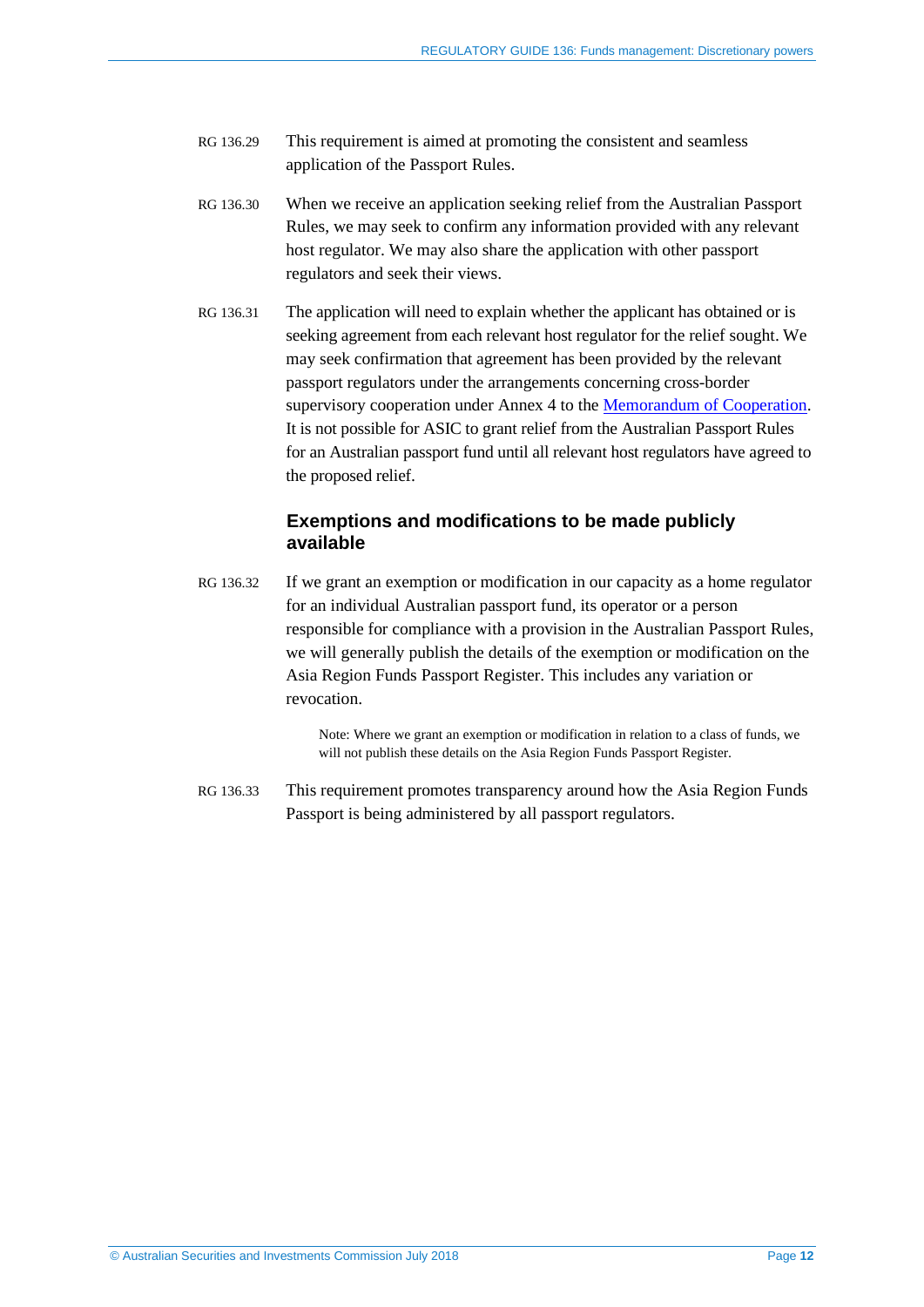RG 136.29 This requirement is aimed at promoting the consistent and seamless application of the Passport Rules.

RG 136.30 When we receive an application seeking relief from the Australian Passport Rules, we may seek to confirm any information provided with any relevant host regulator. We may also share the application with other passport regulators and seek their views.

RG 136.31 The application will need to explain whether the applicant has obtained or is seeking agreement from each relevant host regulator for the relief sought. We may seek confirmation that agreement has been provided by the relevant passport regulators under the arrangements concerning cross-border supervisory cooperation under Annex 4 to the Memorandum of Cooperation. It is not possible for ASIC to grant relief from the Australian Passport Rules for an Australian passport fund until all relevant host regulators have agreed to the proposed relief.

### Exemptions and modifications to be made publicly available

RG 136.32 If we grant an exemption or modification in our capacity as a home regulator for an individual Australian passport fund, its operator or a person responsible for compliance with a provision in the Australian Passport Rules, we will generally publish the details of the exemption or modification on the Asia Region Funds Passport Register. This includes any variation or revocation.

> Note: Where we grant an exemption or modification in relation to a class of funds, we will not publish these details on the Asia Region Funds Passport Register.

RG 136.33 This requirement promotes transparency around how the Asia Region Funds Passport is being administered by all passport regulators.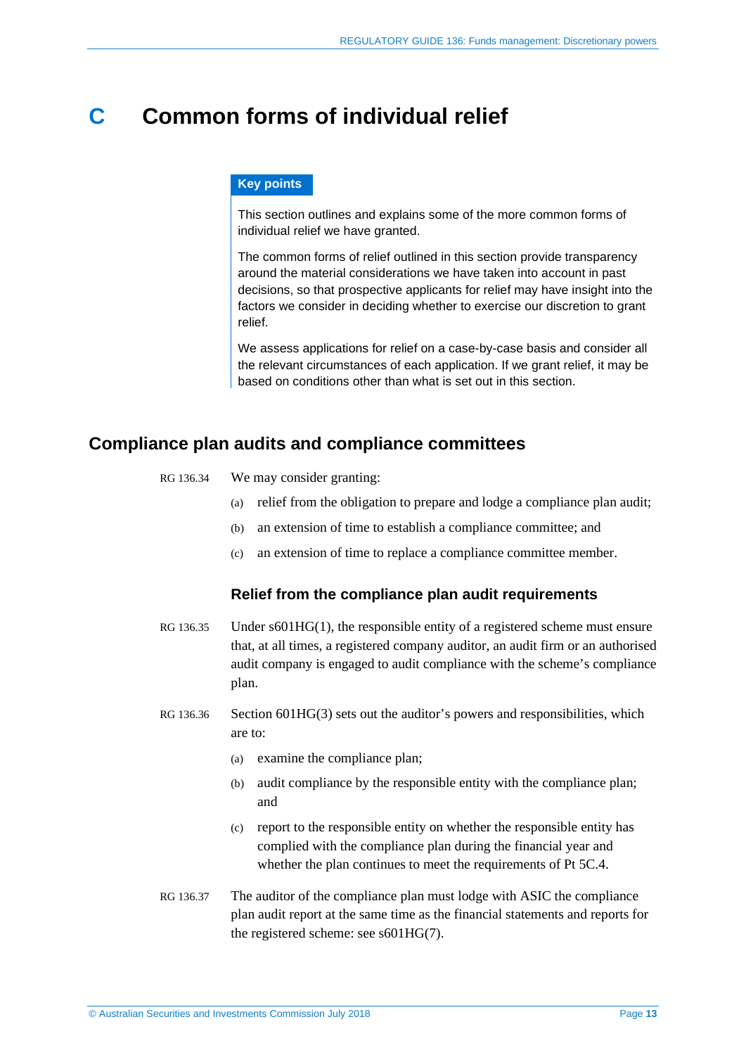# C Common forms of individual relief

**Key points**

This section outlines and explains some of the more common forms of individual relief we have granted.

The common forms of relief outlined in this section provide transparency around the material considerations we have taken into account in past decisions, so that prospective applicants for relief may have insight into the factors we consider in deciding whether to exercise our discretion to grant relief.

We assess applications for relief on a case-by-case basis and consider all the relevant circumstances of each application. If we grant relief, it may be based on conditions other than what is set out in this section.

## Compliance plan audits and compliance committees

RG 136.34 We may consider granting:

(a) relief from the obligation to prepare and lodge a compliance plan audit;

(b) an extension of time to establish a compliance committee; and

(c) an extension of time to replace a compliance committee member.

### Relief from the compliance plan audit requirements

RG 136.35 Under s601HG(1), the responsible entity of a registered scheme must ensure that, at all times, a registered company auditor, an audit firm or an authorised audit company is engaged to audit compliance with the scheme's compliance plan.

RG 136.36 Section 601HG(3) sets out the auditor's powers and responsibilities, which are to:

(a) examine the compliance plan;

(b) audit compliance by the responsible entity with the compliance plan; and

(c) report to the responsible entity on whether the responsible entity has complied with the compliance plan during the financial year and whether the plan continues to meet the requirements of Pt 5C.4.

RG 136.37 The auditor of the compliance plan must lodge with ASIC the compliance plan audit report at the same time as the financial statements and reports for the registered scheme: see s601HG(7).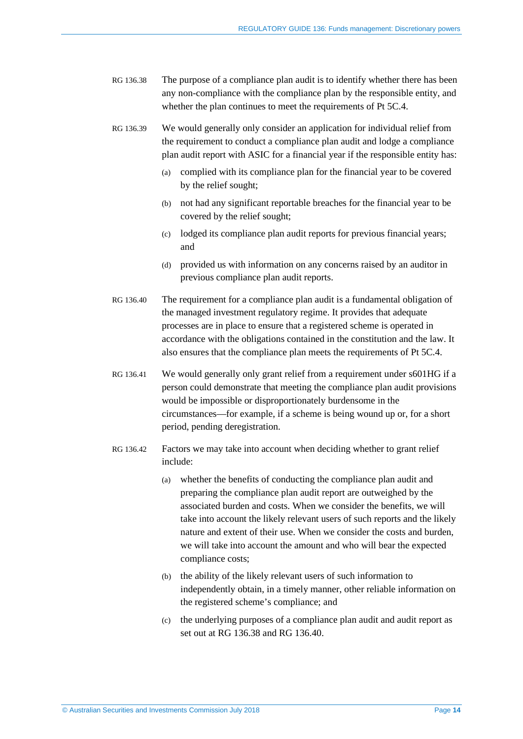RG 136.38 The purpose of a compliance plan audit is to identify whether there has been any non-compliance with the compliance plan by the responsible entity, and whether the plan continues to meet the requirements of Pt 5C.4.

RG 136.39 We would generally only consider an application for individual relief from the requirement to conduct a compliance plan audit and lodge a compliance plan audit report with ASIC for a financial year if the responsible entity has:

(a) complied with its compliance plan for the financial year to be covered by the relief sought;

(b) not had any significant reportable breaches for the financial year to be covered by the relief sought;

(c) lodged its compliance plan audit reports for previous financial years; and

(d) provided us with information on any concerns raised by an auditor in previous compliance plan audit reports.

RG 136.40 The requirement for a compliance plan audit is a fundamental obligation of the managed investment regulatory regime. It provides that adequate processes are in place to ensure that a registered scheme is operated in accordance with the obligations contained in the constitution and the law. It also ensures that the compliance plan meets the requirements of Pt 5C.4.

RG 136.41 We would generally only grant relief from a requirement under s601HG if a person could demonstrate that meeting the compliance plan audit provisions would be impossible or disproportionately burdensome in the circumstances—for example, if a scheme is being wound up or, for a short period, pending deregistration.

RG 136.42 Factors we may take into account when deciding whether to grant relief include:

(a) whether the benefits of conducting the compliance plan audit and preparing the compliance plan audit report are outweighed by the associated burden and costs. When we consider the benefits, we will take into account the likely relevant users of such reports and the likely nature and extent of their use. When we consider the costs and burden, we will take into account the amount and who will bear the expected compliance costs;

(b) the ability of the likely relevant users of such information to independently obtain, in a timely manner, other reliable information on the registered scheme's compliance; and

(c) the underlying purposes of a compliance plan audit and audit report as set out at RG 136.38 and RG 136.40.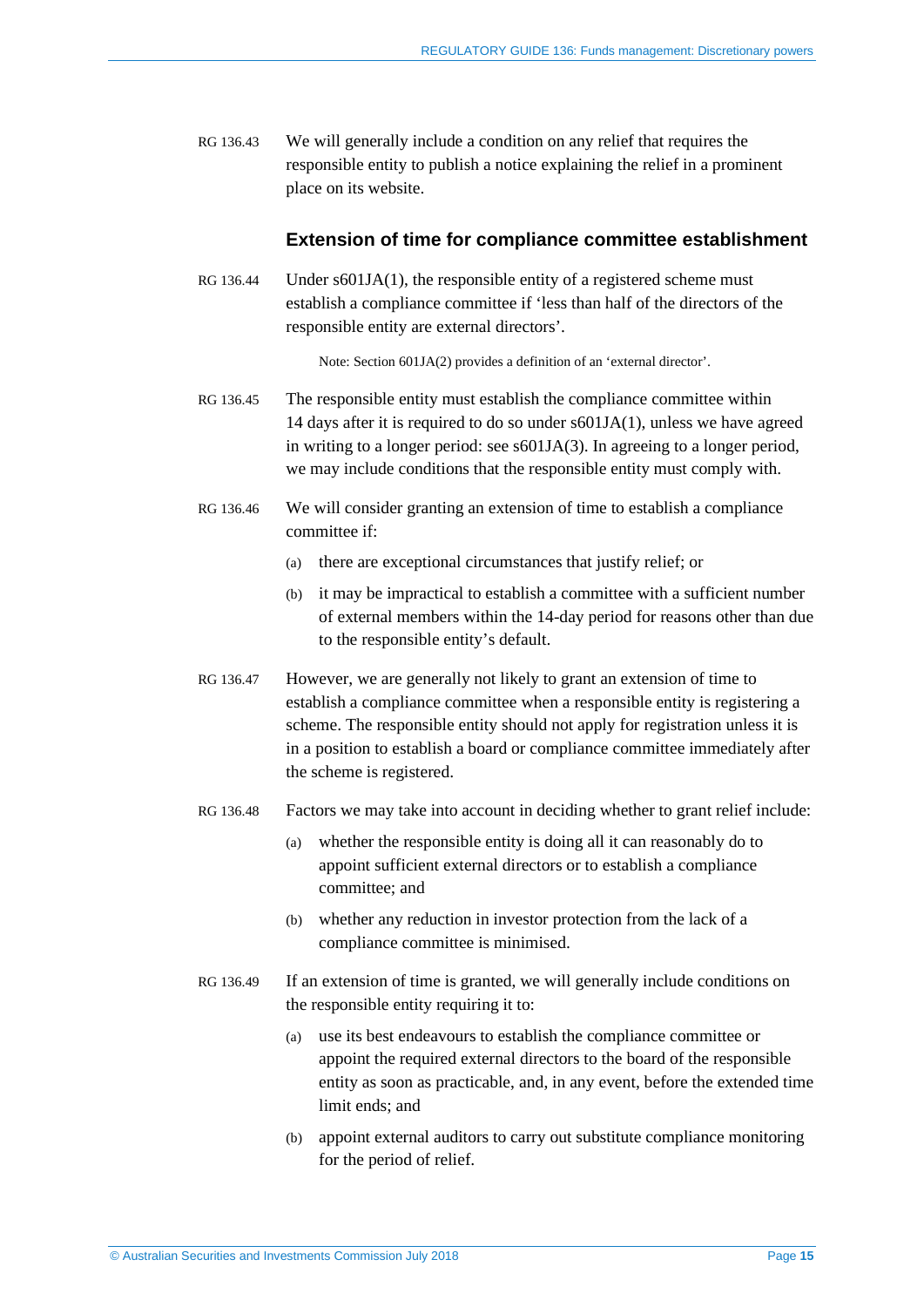RG 136.43 We will generally include a condition on any relief that requires the responsible entity to publish a notice explaining the relief in a prominent place on its website.

### Extension of time for compliance committee establishment

RG 136.44 Under s601JA(1), the responsible entity of a registered scheme must establish a compliance committee if 'less than half of the directors of the responsible entity are external directors'.

Note: Section 601JA(2) provides a definition of an 'external director'.

RG 136.45 The responsible entity must establish the compliance committee within 14 days after it is required to do so under s601JA(1), unless we have agreed in writing to a longer period: see s601JA(3). In agreeing to a longer period, we may include conditions that the responsible entity must comply with.

RG 136.46 We will consider granting an extension of time to establish a compliance committee if:

(a) there are exceptional circumstances that justify relief; or

(b) it may be impractical to establish a committee with a sufficient number of external members within the 14-day period for reasons other than due to the responsible entity's default.

RG 136.47 However, we are generally not likely to grant an extension of time to establish a compliance committee when a responsible entity is registering a scheme. The responsible entity should not apply for registration unless it is in a position to establish a board or compliance committee immediately after the scheme is registered.

RG 136.48 Factors we may take into account in deciding whether to grant relief include:

(a) whether the responsible entity is doing all it can reasonably do to appoint sufficient external directors or to establish a compliance committee; and

(b) whether any reduction in investor protection from the lack of a compliance committee is minimised.

RG 136.49 If an extension of time is granted, we will generally include conditions on the responsible entity requiring it to:

(a) use its best endeavours to establish the compliance committee or appoint the required external directors to the board of the responsible entity as soon as practicable, and, in any event, before the extended time limit ends; and

(b) appoint external auditors to carry out substitute compliance monitoring for the period of relief.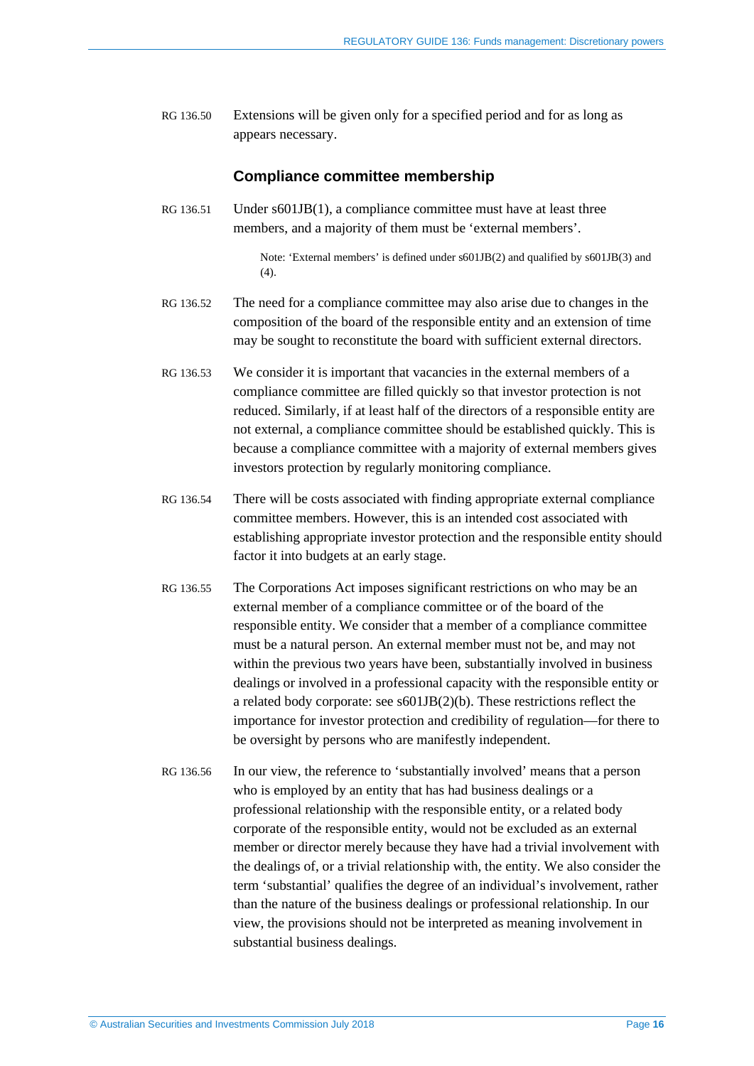RG 136.50 Extensions will be given only for a specified period and for as long as appears necessary.

### Compliance committee membership

RG 136.51 Under s601JB(1), a compliance committee must have at least three members, and a majority of them must be 'external members'.

> Note: 'External members' is defined under s601JB(2) and qualified by s601JB(3) and (4).

RG 136.52 The need for a compliance committee may also arise due to changes in the composition of the board of the responsible entity and an extension of time may be sought to reconstitute the board with sufficient external directors.

RG 136.53 We consider it is important that vacancies in the external members of a compliance committee are filled quickly so that investor protection is not reduced. Similarly, if at least half of the directors of a responsible entity are not external, a compliance committee should be established quickly. This is because a compliance committee with a majority of external members gives investors protection by regularly monitoring compliance.

RG 136.54 There will be costs associated with finding appropriate external compliance committee members. However, this is an intended cost associated with establishing appropriate investor protection and the responsible entity should factor it into budgets at an early stage.

RG 136.55 The Corporations Act imposes significant restrictions on who may be an external member of a compliance committee or of the board of the responsible entity. We consider that a member of a compliance committee must be a natural person. An external member must not be, and may not within the previous two years have been, substantially involved in business dealings or involved in a professional capacity with the responsible entity or a related body corporate: see s601JB(2)(b). These restrictions reflect the importance for investor protection and credibility of regulation—for there to be oversight by persons who are manifestly independent.

RG 136.56 In our view, the reference to 'substantially involved' means that a person who is employed by an entity that has had business dealings or a professional relationship with the responsible entity, or a related body corporate of the responsible entity, would not be excluded as an external member or director merely because they have had a trivial involvement with the dealings of, or a trivial relationship with, the entity. We also consider the term 'substantial' qualifies the degree of an individual's involvement, rather than the nature of the business dealings or professional relationship. In our view, the provisions should not be interpreted as meaning involvement in substantial business dealings.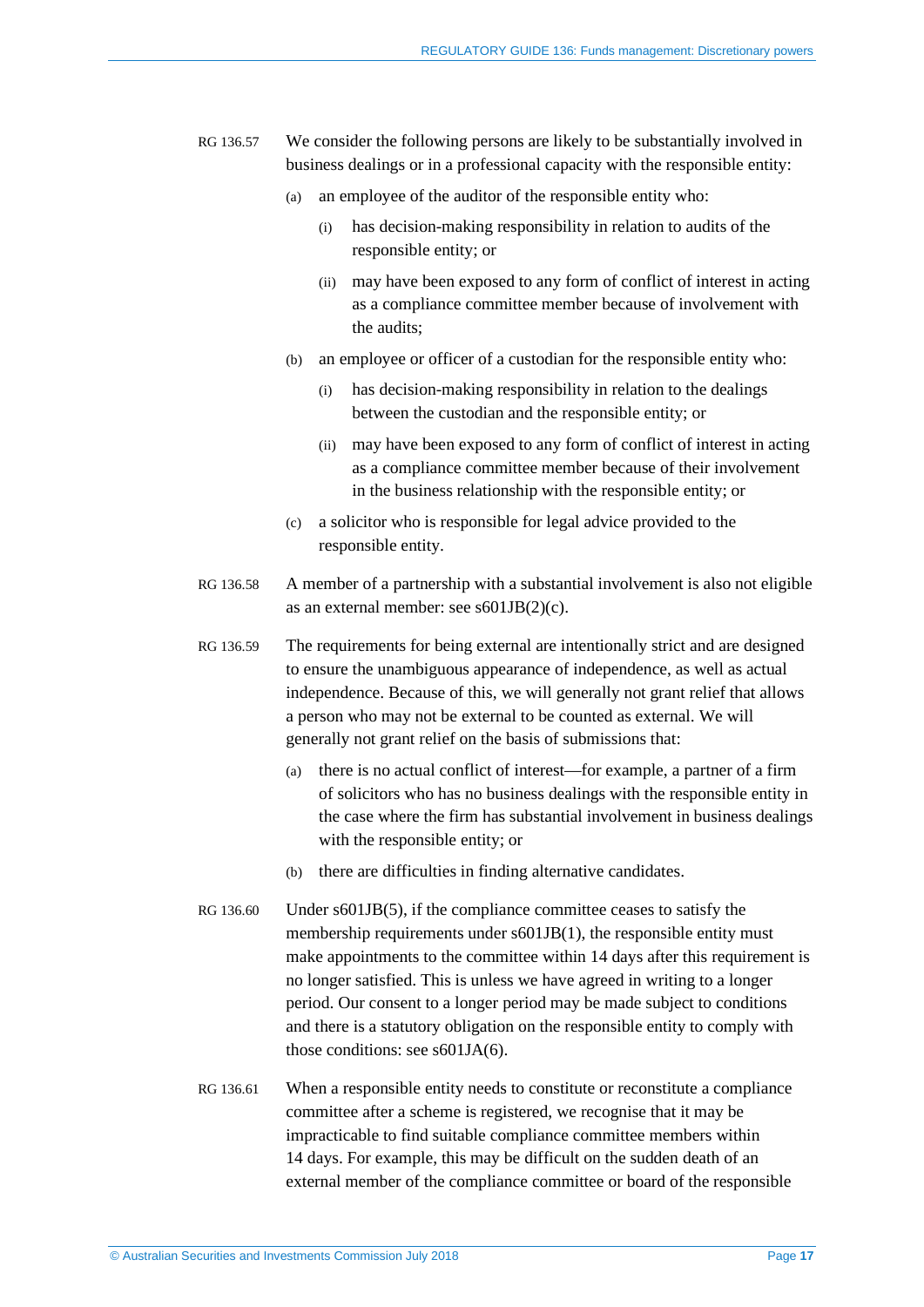RG 136.57 We consider the following persons are likely to be substantially involved in business dealings or in a professional capacity with the responsible entity:

(a) an employee of the auditor of the responsible entity who:

(i) has decision-making responsibility in relation to audits of the responsible entity; or

(ii) may have been exposed to any form of conflict of interest in acting as a compliance committee member because of involvement with the audits;

(b) an employee or officer of a custodian for the responsible entity who:

(i) has decision-making responsibility in relation to the dealings between the custodian and the responsible entity; or

(ii) may have been exposed to any form of conflict of interest in acting as a compliance committee member because of their involvement in the business relationship with the responsible entity; or

(c) a solicitor who is responsible for legal advice provided to the responsible entity.

RG 136.58 A member of a partnership with a substantial involvement is also not eligible as an external member: see s601JB(2)(c).

RG 136.59 The requirements for being external are intentionally strict and are designed to ensure the unambiguous appearance of independence, as well as actual independence. Because of this, we will generally not grant relief that allows a person who may not be external to be counted as external. We will generally not grant relief on the basis of submissions that:

(a) there is no actual conflict of interest—for example, a partner of a firm of solicitors who has no business dealings with the responsible entity in the case where the firm has substantial involvement in business dealings with the responsible entity; or

(b) there are difficulties in finding alternative candidates.

RG 136.60 Under s601JB(5), if the compliance committee ceases to satisfy the membership requirements under s601JB(1), the responsible entity must make appointments to the committee within 14 days after this requirement is no longer satisfied. This is unless we have agreed in writing to a longer period. Our consent to a longer period may be made subject to conditions and there is a statutory obligation on the responsible entity to comply with those conditions: see s601JA(6).

RG 136.61 When a responsible entity needs to constitute or reconstitute a compliance committee after a scheme is registered, we recognise that it may be impracticable to find suitable compliance committee members within 14 days. For example, this may be difficult on the sudden death of an external member of the compliance committee or board of the responsible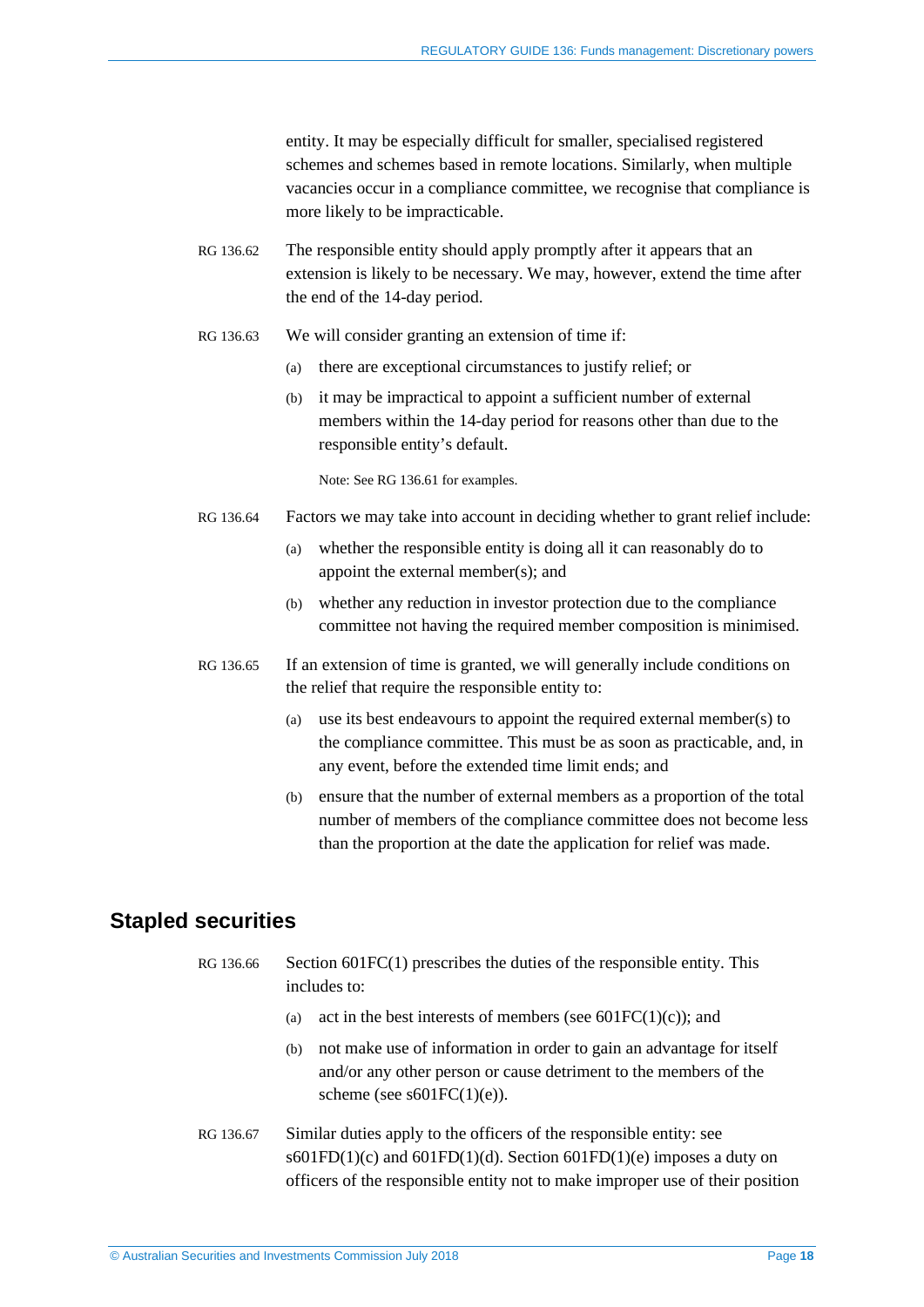entity. It may be especially difficult for smaller, specialised registered schemes and schemes based in remote locations. Similarly, when multiple vacancies occur in a compliance committee, we recognise that compliance is more likely to be impracticable.

RG 136.62 The responsible entity should apply promptly after it appears that an extension is likely to be necessary. We may, however, extend the time after the end of the 14-day period.

RG 136.63 We will consider granting an extension of time if:

(a) there are exceptional circumstances to justify relief; or

(b) it may be impractical to appoint a sufficient number of external members within the 14-day period for reasons other than due to the responsible entity's default.

Note: See RG 136.61 for examples.

RG 136.64 Factors we may take into account in deciding whether to grant relief include:

(a) whether the responsible entity is doing all it can reasonably do to appoint the external member(s); and

(b) whether any reduction in investor protection due to the compliance committee not having the required member composition is minimised.

RG 136.65 If an extension of time is granted, we will generally include conditions on the relief that require the responsible entity to:

(a) use its best endeavours to appoint the required external member(s) to the compliance committee. This must be as soon as practicable, and, in any event, before the extended time limit ends; and

(b) ensure that the number of external members as a proportion of the total number of members of the compliance committee does not become less than the proportion at the date the application for relief was made.

## Stapled securities

RG 136.66 Section 601FC(1) prescribes the duties of the responsible entity. This includes to:

(a) act in the best interests of members (see 601FC(1)(c)); and

(b) not make use of information in order to gain an advantage for itself and/or any other person or cause detriment to the members of the scheme (see s601FC(1)(e)).

RG 136.67 Similar duties apply to the officers of the responsible entity: see s601FD(1)(c) and 601FD(1)(d). Section 601FD(1)(e) imposes a duty on officers of the responsible entity not to make improper use of their position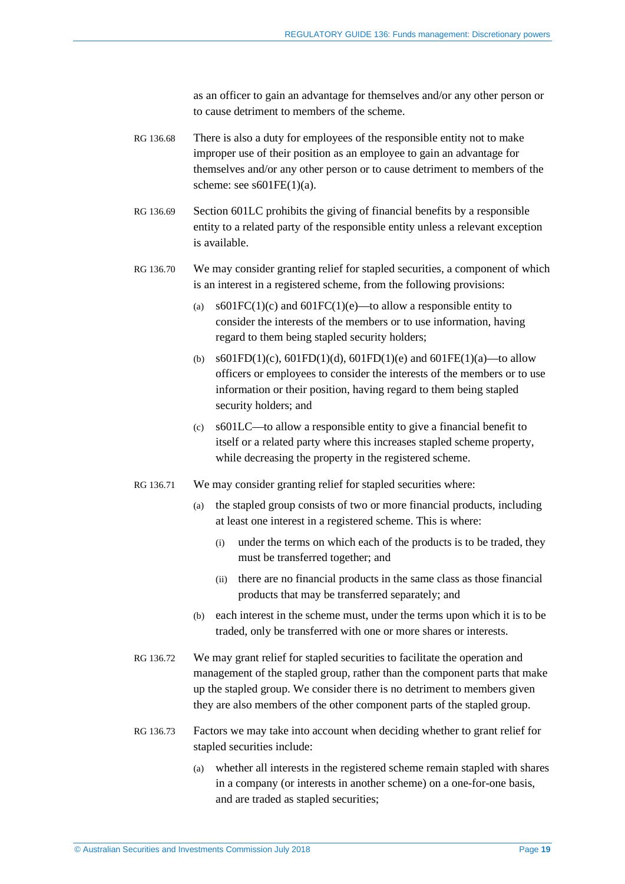as an officer to gain an advantage for themselves and/or any other person or to cause detriment to members of the scheme.

RG 136.68 There is also a duty for employees of the responsible entity not to make improper use of their position as an employee to gain an advantage for themselves and/or any other person or to cause detriment to members of the scheme: see s601FE(1)(a).

RG 136.69 Section 601LC prohibits the giving of financial benefits by a responsible entity to a related party of the responsible entity unless a relevant exception is available.

RG 136.70 We may consider granting relief for stapled securities, a component of which is an interest in a registered scheme, from the following provisions:

(a) s601FC(1)(c) and 601FC(1)(e)—to allow a responsible entity to consider the interests of the members or to use information, having regard to them being stapled security holders;

(b) s601FD(1)(c), 601FD(1)(d), 601FD(1)(e) and 601FE(1)(a)—to allow officers or employees to consider the interests of the members or to use information or their position, having regard to them being stapled security holders; and

(c) s601LC—to allow a responsible entity to give a financial benefit to itself or a related party where this increases stapled scheme property, while decreasing the property in the registered scheme.

RG 136.71 We may consider granting relief for stapled securities where:

(a) the stapled group consists of two or more financial products, including at least one interest in a registered scheme. This is where:

   (i) under the terms on which each of the products is to be traded, they must be transferred together; and

   (ii) there are no financial products in the same class as those financial products that may be transferred separately; and

(b) each interest in the scheme must, under the terms upon which it is to be traded, only be transferred with one or more shares or interests.

RG 136.72 We may grant relief for stapled securities to facilitate the operation and management of the stapled group, rather than the component parts that make up the stapled group. We consider there is no detriment to members given they are also members of the other component parts of the stapled group.

RG 136.73 Factors we may take into account when deciding whether to grant relief for stapled securities include:

(a) whether all interests in the registered scheme remain stapled with shares in a company (or interests in another scheme) on a one-for-one basis, and are traded as stapled securities;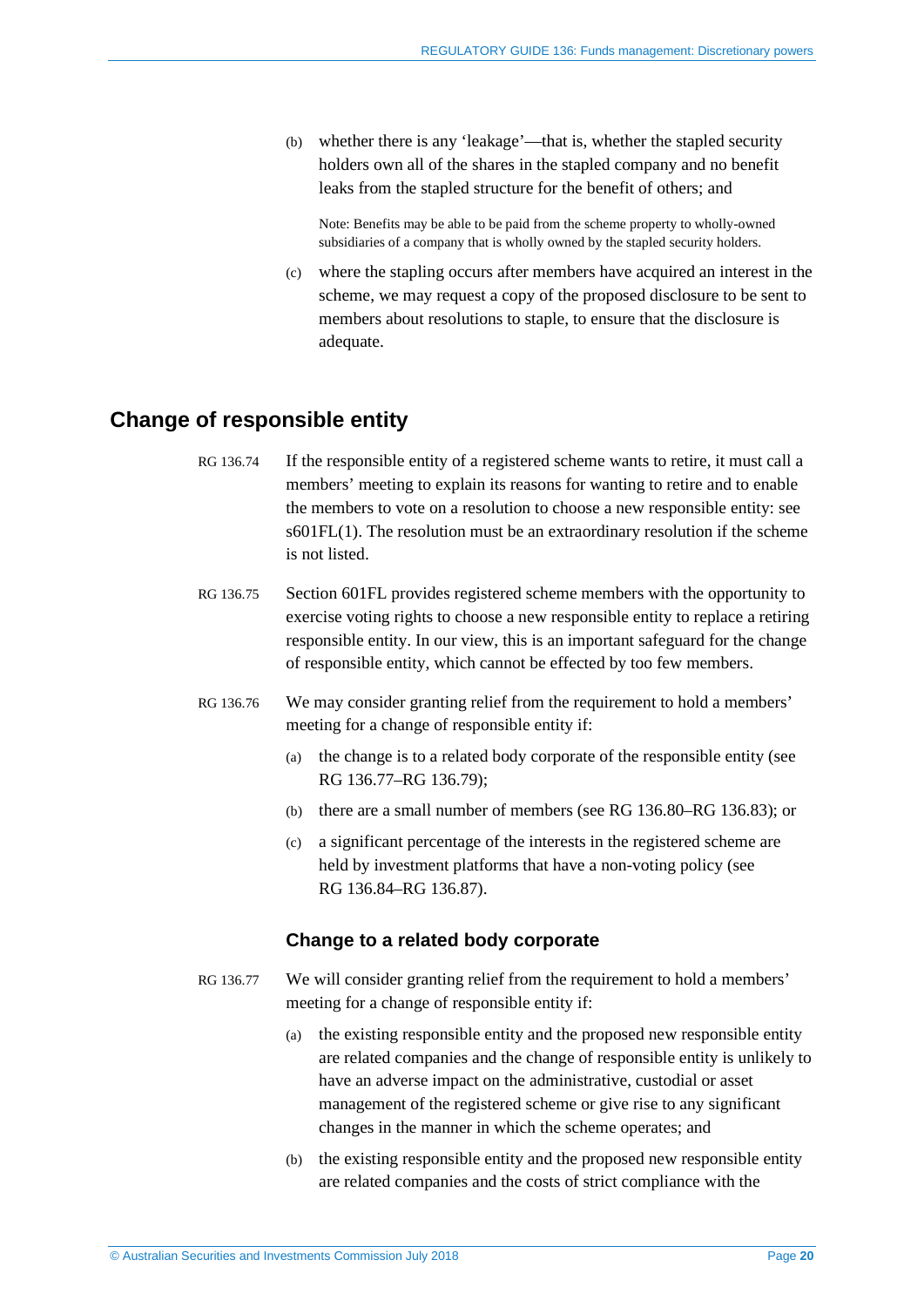(b) whether there is any 'leakage'—that is, whether the stapled security holders own all of the shares in the stapled company and no benefit leaks from the stapled structure for the benefit of others; and

Note: Benefits may be able to be paid from the scheme property to wholly-owned subsidiaries of a company that is wholly owned by the stapled security holders.

(c) where the stapling occurs after members have acquired an interest in the scheme, we may request a copy of the proposed disclosure to be sent to members about resolutions to staple, to ensure that the disclosure is adequate.

## Change of responsible entity

RG 136.74 If the responsible entity of a registered scheme wants to retire, it must call a members' meeting to explain its reasons for wanting to retire and to enable the members to vote on a resolution to choose a new responsible entity: see s601FL(1). The resolution must be an extraordinary resolution if the scheme is not listed.

RG 136.75 Section 601FL provides registered scheme members with the opportunity to exercise voting rights to choose a new responsible entity to replace a retiring responsible entity. In our view, this is an important safeguard for the change of responsible entity, which cannot be effected by too few members.

RG 136.76 We may consider granting relief from the requirement to hold a members' meeting for a change of responsible entity if:

(a) the change is to a related body corporate of the responsible entity (see RG 136.77–RG 136.79);

(b) there are a small number of members (see RG 136.80–RG 136.83); or

(c) a significant percentage of the interests in the registered scheme are held by investment platforms that have a non-voting policy (see RG 136.84–RG 136.87).

### Change to a related body corporate

RG 136.77 We will consider granting relief from the requirement to hold a members' meeting for a change of responsible entity if:

(a) the existing responsible entity and the proposed new responsible entity are related companies and the change of responsible entity is unlikely to have an adverse impact on the administrative, custodial or asset management of the registered scheme or give rise to any significant changes in the manner in which the scheme operates; and

(b) the existing responsible entity and the proposed new responsible entity are related companies and the costs of strict compliance with the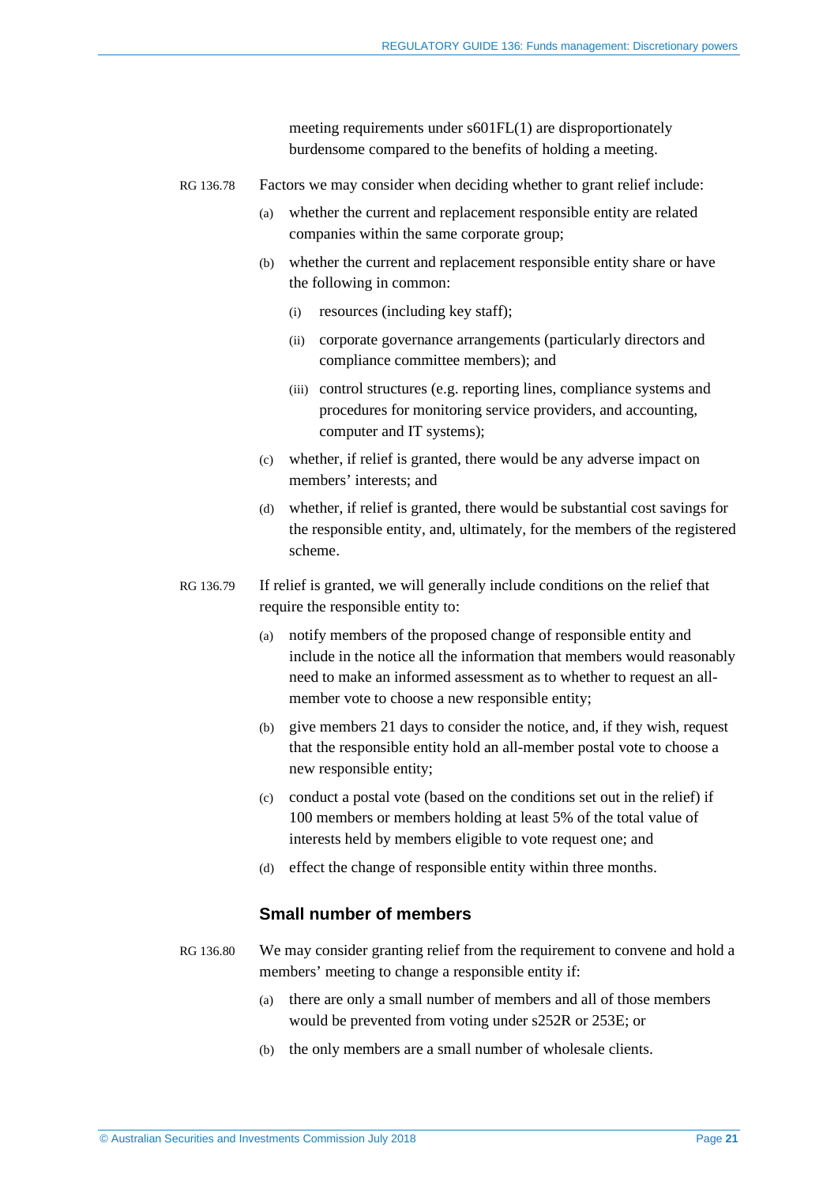meeting requirements under s601FL(1) are disproportionately burdensome compared to the benefits of holding a meeting.

RG 136.78 Factors we may consider when deciding whether to grant relief include:

(a) whether the current and replacement responsible entity are related companies within the same corporate group;

(b) whether the current and replacement responsible entity share or have the following in common:

   (i) resources (including key staff);

   (ii) corporate governance arrangements (particularly directors and compliance committee members); and

   (iii) control structures (e.g. reporting lines, compliance systems and procedures for monitoring service providers, and accounting, computer and IT systems);

(c) whether, if relief is granted, there would be any adverse impact on members' interests; and

(d) whether, if relief is granted, there would be substantial cost savings for the responsible entity, and, ultimately, for the members of the registered scheme.

RG 136.79 If relief is granted, we will generally include conditions on the relief that require the responsible entity to:

(a) notify members of the proposed change of responsible entity and include in the notice all the information that members would reasonably need to make an informed assessment as to whether to request an all-member vote to choose a new responsible entity;

(b) give members 21 days to consider the notice, and, if they wish, request that the responsible entity hold an all-member postal vote to choose a new responsible entity;

(c) conduct a postal vote (based on the conditions set out in the relief) if 100 members or members holding at least 5% of the total value of interests held by members eligible to vote request one; and

(d) effect the change of responsible entity within three months.

### Small number of members

RG 136.80 We may consider granting relief from the requirement to convene and hold a members' meeting to change a responsible entity if:

(a) there are only a small number of members and all of those members would be prevented from voting under s252R or 253E; or

(b) the only members are a small number of wholesale clients.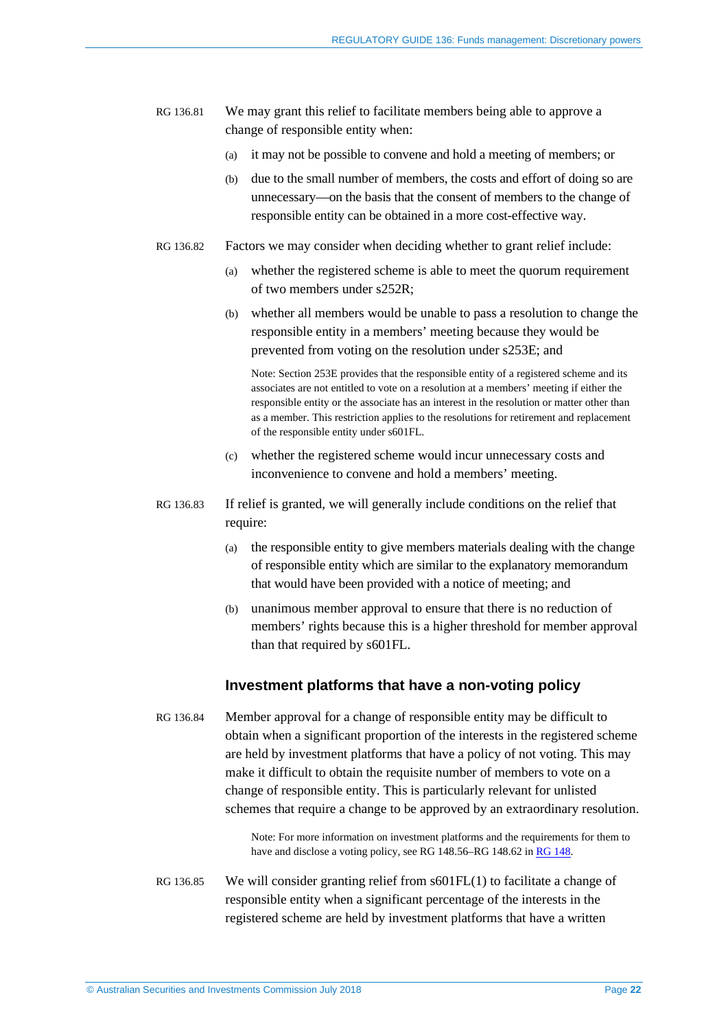RG 136.81 We may grant this relief to facilitate members being able to approve a change of responsible entity when:

(a) it may not be possible to convene and hold a meeting of members; or

(b) due to the small number of members, the costs and effort of doing so are unnecessary—on the basis that the consent of members to the change of responsible entity can be obtained in a more cost-effective way.

RG 136.82 Factors we may consider when deciding whether to grant relief include:

(a) whether the registered scheme is able to meet the quorum requirement of two members under s252R;

(b) whether all members would be unable to pass a resolution to change the responsible entity in a members' meeting because they would be prevented from voting on the resolution under s253E; and

> Note: Section 253E provides that the responsible entity of a registered scheme and its associates are not entitled to vote on a resolution at a members' meeting if either the responsible entity or the associate has an interest in the resolution or matter other than as a member. This restriction applies to the resolutions for retirement and replacement of the responsible entity under s601FL.

(c) whether the registered scheme would incur unnecessary costs and inconvenience to convene and hold a members' meeting.

RG 136.83 If relief is granted, we will generally include conditions on the relief that require:

(a) the responsible entity to give members materials dealing with the change of responsible entity which are similar to the explanatory memorandum that would have been provided with a notice of meeting; and

(b) unanimous member approval to ensure that there is no reduction of members' rights because this is a higher threshold for member approval than that required by s601FL.

### Investment platforms that have a non-voting policy

RG 136.84 Member approval for a change of responsible entity may be difficult to obtain when a significant proportion of the interests in the registered scheme are held by investment platforms that have a policy of not voting. This may make it difficult to obtain the requisite number of members to vote on a change of responsible entity. This is particularly relevant for unlisted schemes that require a change to be approved by an extraordinary resolution.

> Note: For more information on investment platforms and the requirements for them to have and disclose a voting policy, see RG 148.56–RG 148.62 in RG 148.

RG 136.85 We will consider granting relief from s601FL(1) to facilitate a change of responsible entity when a significant percentage of the interests in the registered scheme are held by investment platforms that have a written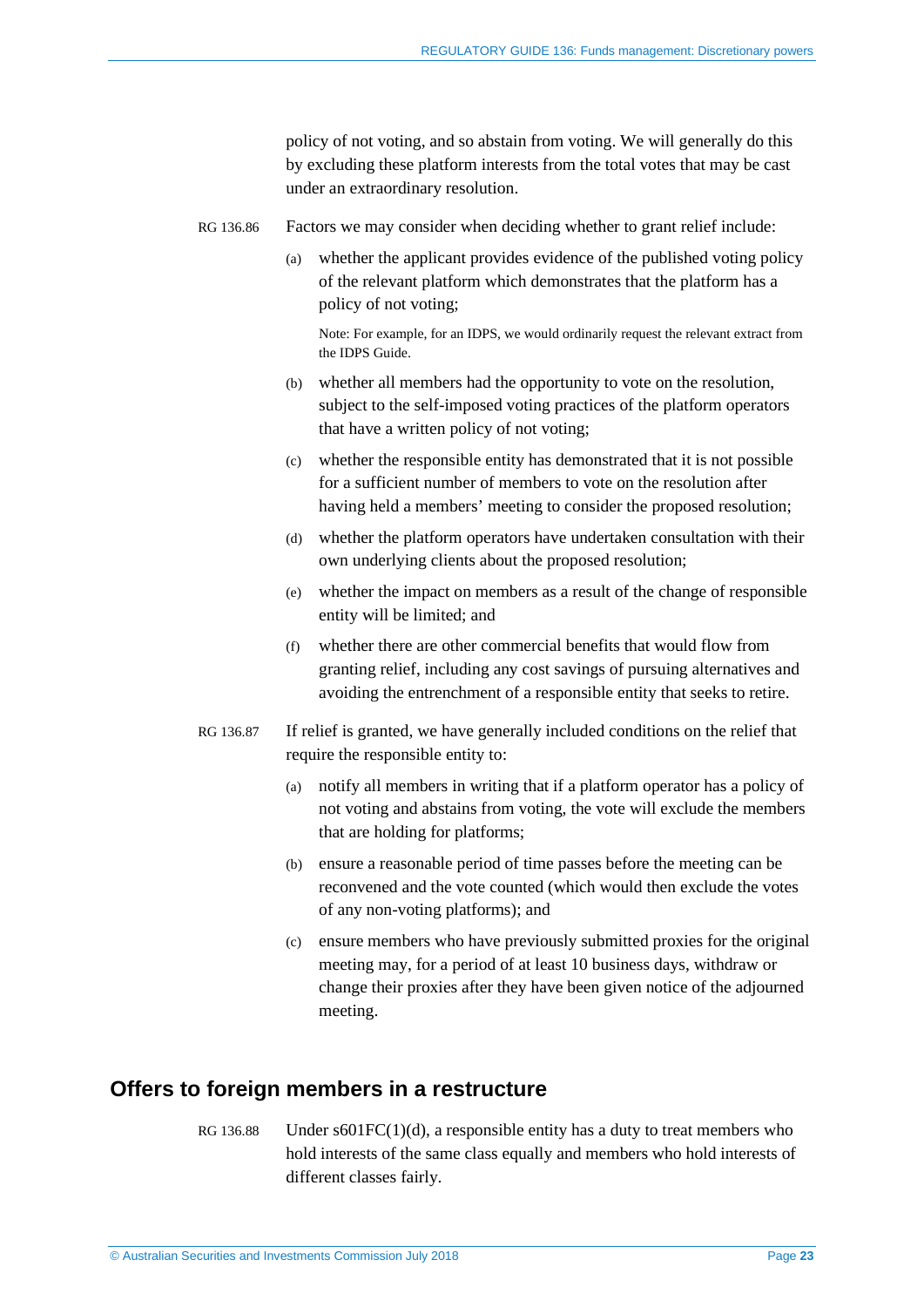policy of not voting, and so abstain from voting. We will generally do this by excluding these platform interests from the total votes that may be cast under an extraordinary resolution.

RG 136.86 Factors we may consider when deciding whether to grant relief include:

(a) whether the applicant provides evidence of the published voting policy of the relevant platform which demonstrates that the platform has a policy of not voting;

Note: For example, for an IDPS, we would ordinarily request the relevant extract from the IDPS Guide.

(b) whether all members had the opportunity to vote on the resolution, subject to the self-imposed voting practices of the platform operators that have a written policy of not voting;

(c) whether the responsible entity has demonstrated that it is not possible for a sufficient number of members to vote on the resolution after having held a members' meeting to consider the proposed resolution;

(d) whether the platform operators have undertaken consultation with their own underlying clients about the proposed resolution;

(e) whether the impact on members as a result of the change of responsible entity will be limited; and

(f) whether there are other commercial benefits that would flow from granting relief, including any cost savings of pursuing alternatives and avoiding the entrenchment of a responsible entity that seeks to retire.

RG 136.87 If relief is granted, we have generally included conditions on the relief that require the responsible entity to:

(a) notify all members in writing that if a platform operator has a policy of not voting and abstains from voting, the vote will exclude the members that are holding for platforms;

(b) ensure a reasonable period of time passes before the meeting can be reconvened and the vote counted (which would then exclude the votes of any non-voting platforms); and

(c) ensure members who have previously submitted proxies for the original meeting may, for a period of at least 10 business days, withdraw or change their proxies after they have been given notice of the adjourned meeting.

## Offers to foreign members in a restructure

RG 136.88 Under s601FC(1)(d), a responsible entity has a duty to treat members who hold interests of the same class equally and members who hold interests of different classes fairly.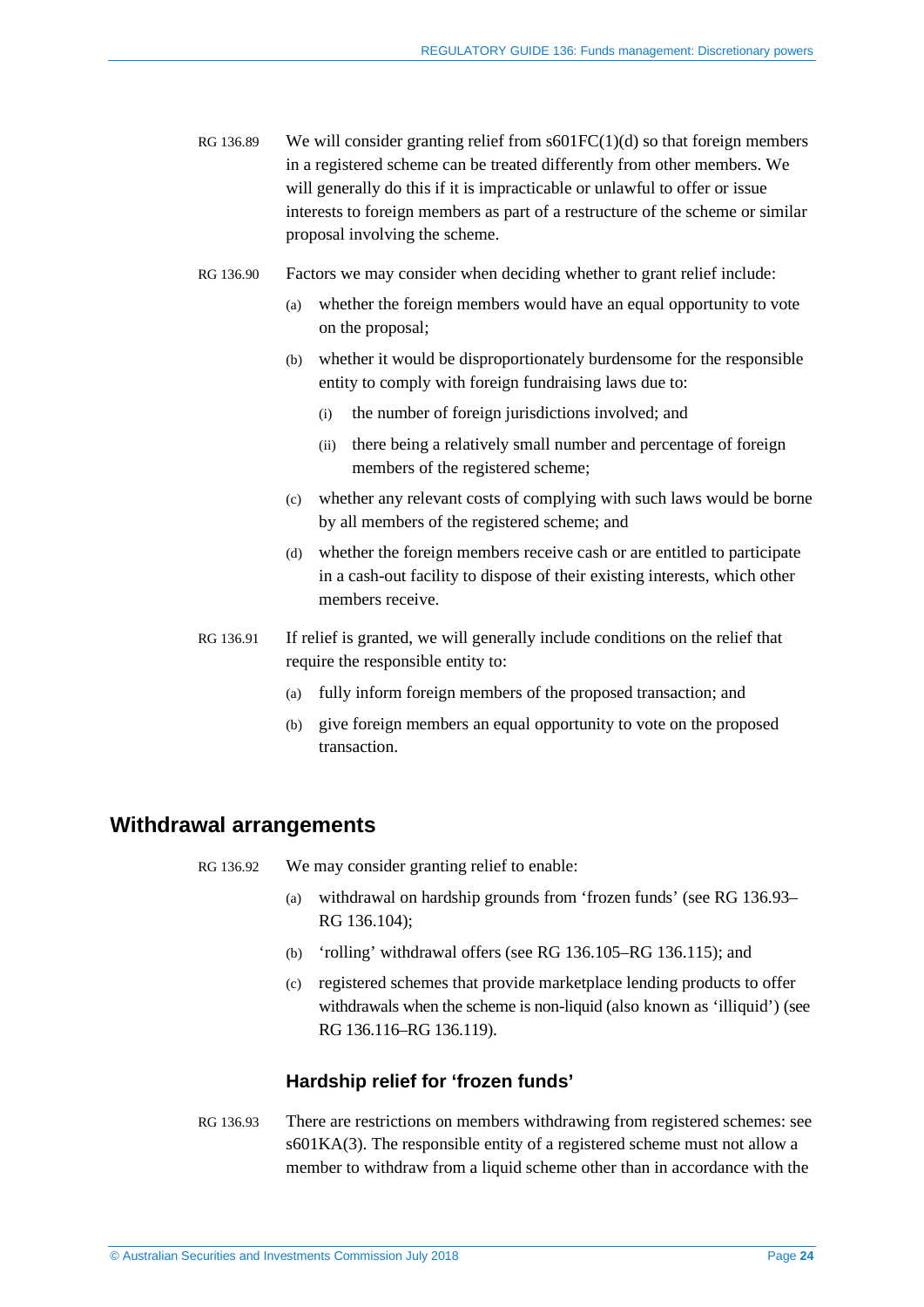RG 136.89 We will consider granting relief from s601FC(1)(d) so that foreign members in a registered scheme can be treated differently from other members. We will generally do this if it is impracticable or unlawful to offer or issue interests to foreign members as part of a restructure of the scheme or similar proposal involving the scheme.

RG 136.90 Factors we may consider when deciding whether to grant relief include:

(a) whether the foreign members would have an equal opportunity to vote on the proposal;

(b) whether it would be disproportionately burdensome for the responsible entity to comply with foreign fundraising laws due to:

(i) the number of foreign jurisdictions involved; and

(ii) there being a relatively small number and percentage of foreign members of the registered scheme;

(c) whether any relevant costs of complying with such laws would be borne by all members of the registered scheme; and

(d) whether the foreign members receive cash or are entitled to participate in a cash-out facility to dispose of their existing interests, which other members receive.

RG 136.91 If relief is granted, we will generally include conditions on the relief that require the responsible entity to:

(a) fully inform foreign members of the proposed transaction; and

(b) give foreign members an equal opportunity to vote on the proposed transaction.

## Withdrawal arrangements

RG 136.92 We may consider granting relief to enable:

(a) withdrawal on hardship grounds from 'frozen funds' (see RG 136.93–RG 136.104);

(b) 'rolling' withdrawal offers (see RG 136.105–RG 136.115); and

(c) registered schemes that provide marketplace lending products to offer withdrawals when the scheme is non-liquid (also known as 'illiquid') (see RG 136.116–RG 136.119).

### Hardship relief for 'frozen funds'

RG 136.93 There are restrictions on members withdrawing from registered schemes: see s601KA(3). The responsible entity of a registered scheme must not allow a member to withdraw from a liquid scheme other than in accordance with the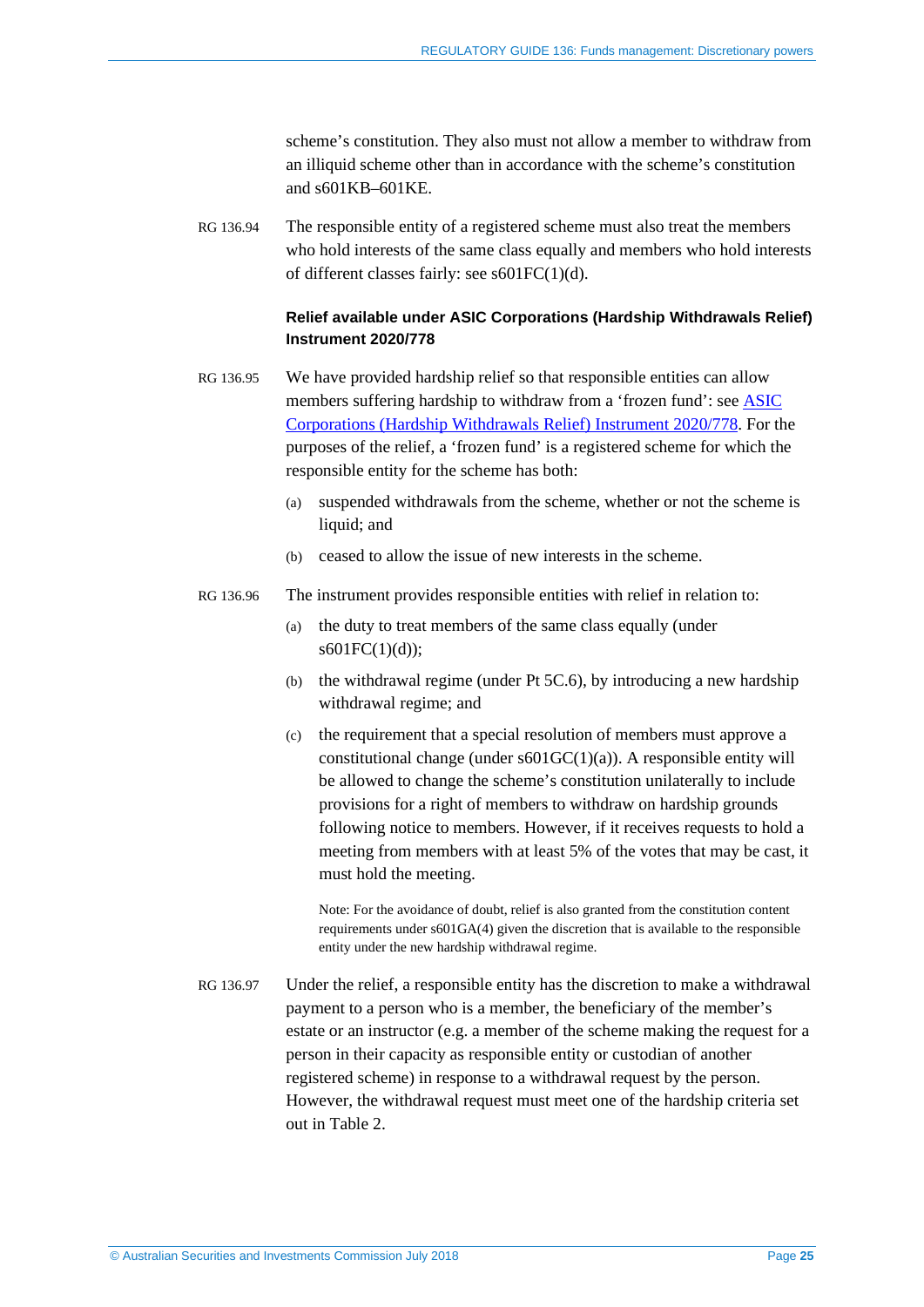scheme's constitution. They also must not allow a member to withdraw from an illiquid scheme other than in accordance with the scheme's constitution and s601KB–601KE.

RG 136.94 The responsible entity of a registered scheme must also treat the members who hold interests of the same class equally and members who hold interests of different classes fairly: see s601FC(1)(d).

### Relief available under ASIC Corporations (Hardship Withdrawals Relief) Instrument 2020/778

RG 136.95 We have provided hardship relief so that responsible entities can allow members suffering hardship to withdraw from a 'frozen fund': see [ASIC Corporations (Hardship Withdrawals Relief) Instrument 2020/778](). For the purposes of the relief, a 'frozen fund' is a registered scheme for which the responsible entity for the scheme has both:

(a) suspended withdrawals from the scheme, whether or not the scheme is liquid; and

(b) ceased to allow the issue of new interests in the scheme.

RG 136.96 The instrument provides responsible entities with relief in relation to:

(a) the duty to treat members of the same class equally (under s601FC(1)(d));

(b) the withdrawal regime (under Pt 5C.6), by introducing a new hardship withdrawal regime; and

(c) the requirement that a special resolution of members must approve a constitutional change (under s601GC(1)(a)). A responsible entity will be allowed to change the scheme's constitution unilaterally to include provisions for a right of members to withdraw on hardship grounds following notice to members. However, if it receives requests to hold a meeting from members with at least 5% of the votes that may be cast, it must hold the meeting.

Note: For the avoidance of doubt, relief is also granted from the constitution content requirements under s601GA(4) given the discretion that is available to the responsible entity under the new hardship withdrawal regime.

RG 136.97 Under the relief, a responsible entity has the discretion to make a withdrawal payment to a person who is a member, the beneficiary of the member's estate or an instructor (e.g. a member of the scheme making the request for a person in their capacity as responsible entity or custodian of another registered scheme) in response to a withdrawal request by the person. However, the withdrawal request must meet one of the hardship criteria set out in Table 2.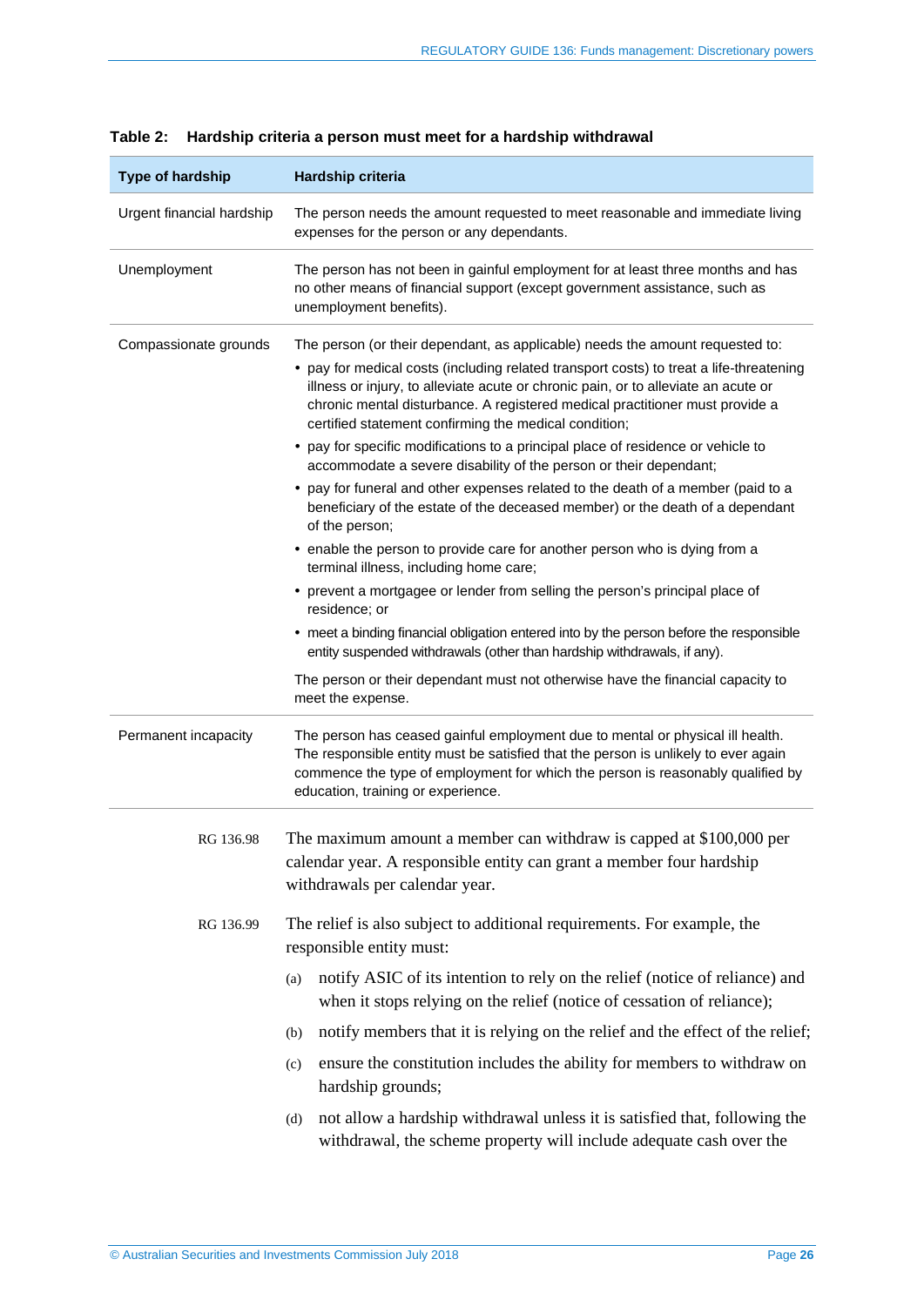**Table 2: Hardship criteria a person must meet for a hardship withdrawal**

| Type of hardship | Hardship criteria |
|---|---|
| Urgent financial hardship | The person needs the amount requested to meet reasonable and immediate living expenses for the person or any dependants. |
| Unemployment | The person has not been in gainful employment for at least three months and has no other means of financial support (except government assistance, such as unemployment benefits). |
| Compassionate grounds | The person (or their dependant, as applicable) needs the amount requested to: <br>• pay for medical costs (including related transport costs) to treat a life-threatening illness or injury, to alleviate acute or chronic pain, or to alleviate an acute or chronic mental disturbance. A registered medical practitioner must provide a certified statement confirming the medical condition; <br>• pay for specific modifications to a principal place of residence or vehicle to accommodate a severe disability of the person or their dependant; <br>• pay for funeral and other expenses related to the death of a member (paid to a beneficiary of the estate of the deceased member) or the death of a dependant of the person; <br>• enable the person to provide care for another person who is dying from a terminal illness, including home care; <br>• prevent a mortgagee or lender from selling the person's principal place of residence; or <br>• meet a binding financial obligation entered into by the person before the responsible entity suspended withdrawals (other than hardship withdrawals, if any). <br>The person or their dependant must not otherwise have the financial capacity to meet the expense. |
| Permanent incapacity | The person has ceased gainful employment due to mental or physical ill health. The responsible entity must be satisfied that the person is unlikely to ever again commence the type of employment for which the person is reasonably qualified by education, training or experience. |

RG 136.98 The maximum amount a member can withdraw is capped at $100,000 per calendar year. A responsible entity can grant a member four hardship withdrawals per calendar year.

RG 136.99 The relief is also subject to additional requirements. For example, the responsible entity must:

(a) notify ASIC of its intention to rely on the relief (notice of reliance) and when it stops relying on the relief (notice of cessation of reliance);

(b) notify members that it is relying on the relief and the effect of the relief;

(c) ensure the constitution includes the ability for members to withdraw on hardship grounds;

(d) not allow a hardship withdrawal unless it is satisfied that, following the withdrawal, the scheme property will include adequate cash over the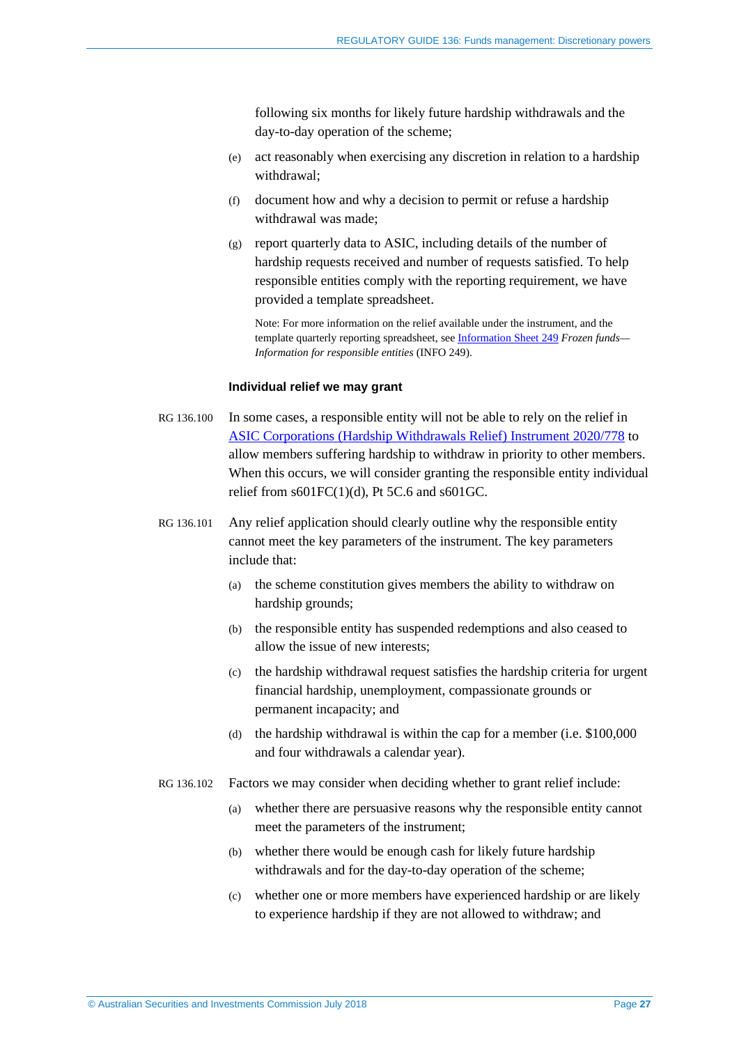following six months for likely future hardship withdrawals and the day-to-day operation of the scheme;

(e) act reasonably when exercising any discretion in relation to a hardship withdrawal;

(f) document how and why a decision to permit or refuse a hardship withdrawal was made;

(g) report quarterly data to ASIC, including details of the number of hardship requests received and number of requests satisfied. To help responsible entities comply with the reporting requirement, we have provided a template spreadsheet.

Note: For more information on the relief available under the instrument, and the template quarterly reporting spreadsheet, see [Information Sheet 249](#) *Frozen funds—Information for responsible entities* (INFO 249).

#### Individual relief we may grant

RG 136.100 In some cases, a responsible entity will not be able to rely on the relief in [ASIC Corporations (Hardship Withdrawals Relief) Instrument 2020/778](#) to allow members suffering hardship to withdraw in priority to other members. When this occurs, we will consider granting the responsible entity individual relief from s601FC(1)(d), Pt 5C.6 and s601GC.

RG 136.101 Any relief application should clearly outline why the responsible entity cannot meet the key parameters of the instrument. The key parameters include that:

(a) the scheme constitution gives members the ability to withdraw on hardship grounds;

(b) the responsible entity has suspended redemptions and also ceased to allow the issue of new interests;

(c) the hardship withdrawal request satisfies the hardship criteria for urgent financial hardship, unemployment, compassionate grounds or permanent incapacity; and

(d) the hardship withdrawal is within the cap for a member (i.e. $100,000 and four withdrawals a calendar year).

RG 136.102 Factors we may consider when deciding whether to grant relief include:

(a) whether there are persuasive reasons why the responsible entity cannot meet the parameters of the instrument;

(b) whether there would be enough cash for likely future hardship withdrawals and for the day-to-day operation of the scheme;

(c) whether one or more members have experienced hardship or are likely to experience hardship if they are not allowed to withdraw; and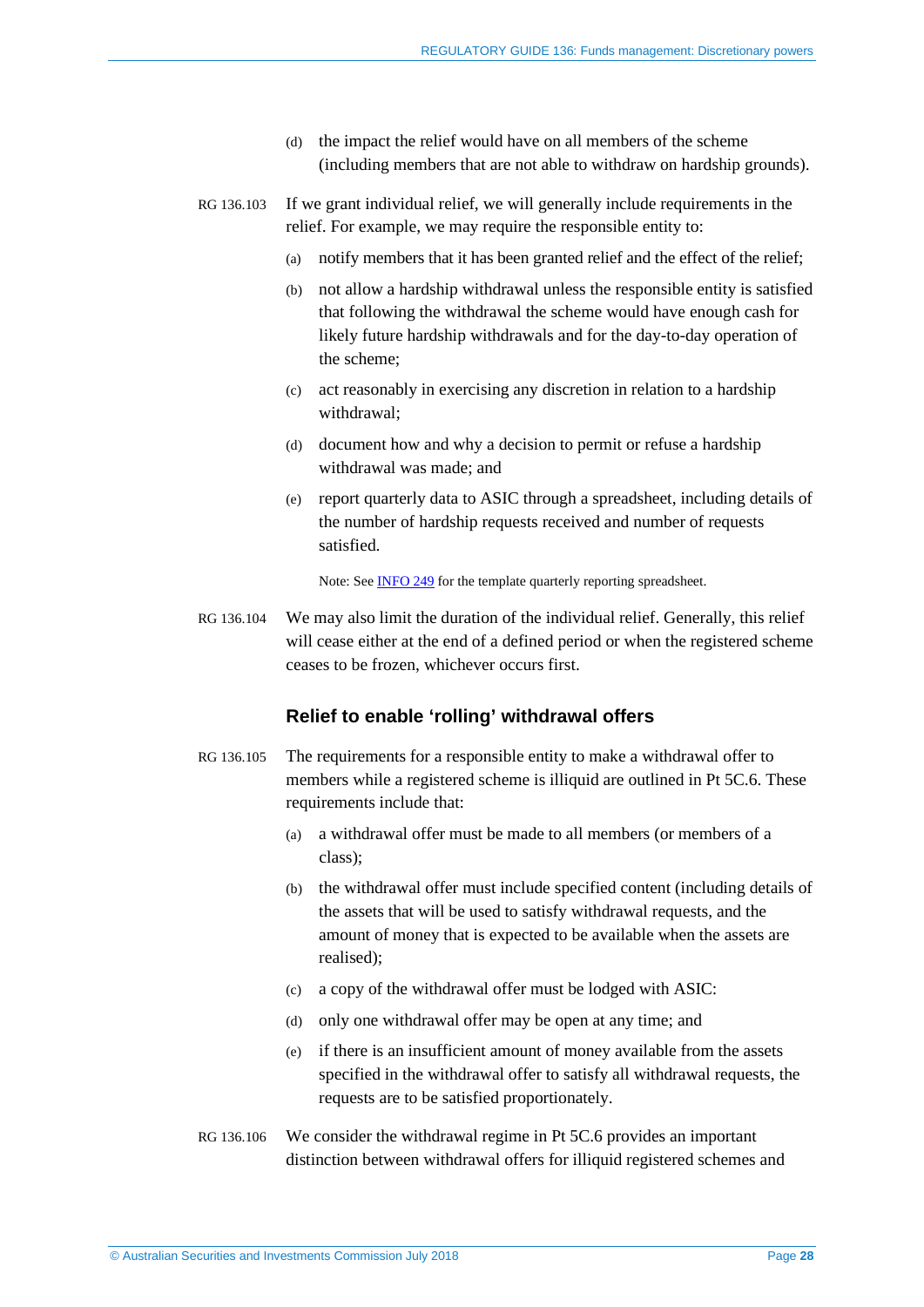(d) the impact the relief would have on all members of the scheme (including members that are not able to withdraw on hardship grounds).

RG 136.103 If we grant individual relief, we will generally include requirements in the relief. For example, we may require the responsible entity to:

(a) notify members that it has been granted relief and the effect of the relief;

(b) not allow a hardship withdrawal unless the responsible entity is satisfied that following the withdrawal the scheme would have enough cash for likely future hardship withdrawals and for the day-to-day operation of the scheme;

(c) act reasonably in exercising any discretion in relation to a hardship withdrawal;

(d) document how and why a decision to permit or refuse a hardship withdrawal was made; and

(e) report quarterly data to ASIC through a spreadsheet, including details of the number of hardship requests received and number of requests satisfied.

Note: See INFO 249 for the template quarterly reporting spreadsheet.

RG 136.104 We may also limit the duration of the individual relief. Generally, this relief will cease either at the end of a defined period or when the registered scheme ceases to be frozen, whichever occurs first.

### Relief to enable 'rolling' withdrawal offers

RG 136.105 The requirements for a responsible entity to make a withdrawal offer to members while a registered scheme is illiquid are outlined in Pt 5C.6. These requirements include that:

(a) a withdrawal offer must be made to all members (or members of a class);

(b) the withdrawal offer must include specified content (including details of the assets that will be used to satisfy withdrawal requests, and the amount of money that is expected to be available when the assets are realised);

(c) a copy of the withdrawal offer must be lodged with ASIC:

(d) only one withdrawal offer may be open at any time; and

(e) if there is an insufficient amount of money available from the assets specified in the withdrawal offer to satisfy all withdrawal requests, the requests are to be satisfied proportionately.

RG 136.106 We consider the withdrawal regime in Pt 5C.6 provides an important distinction between withdrawal offers for illiquid registered schemes and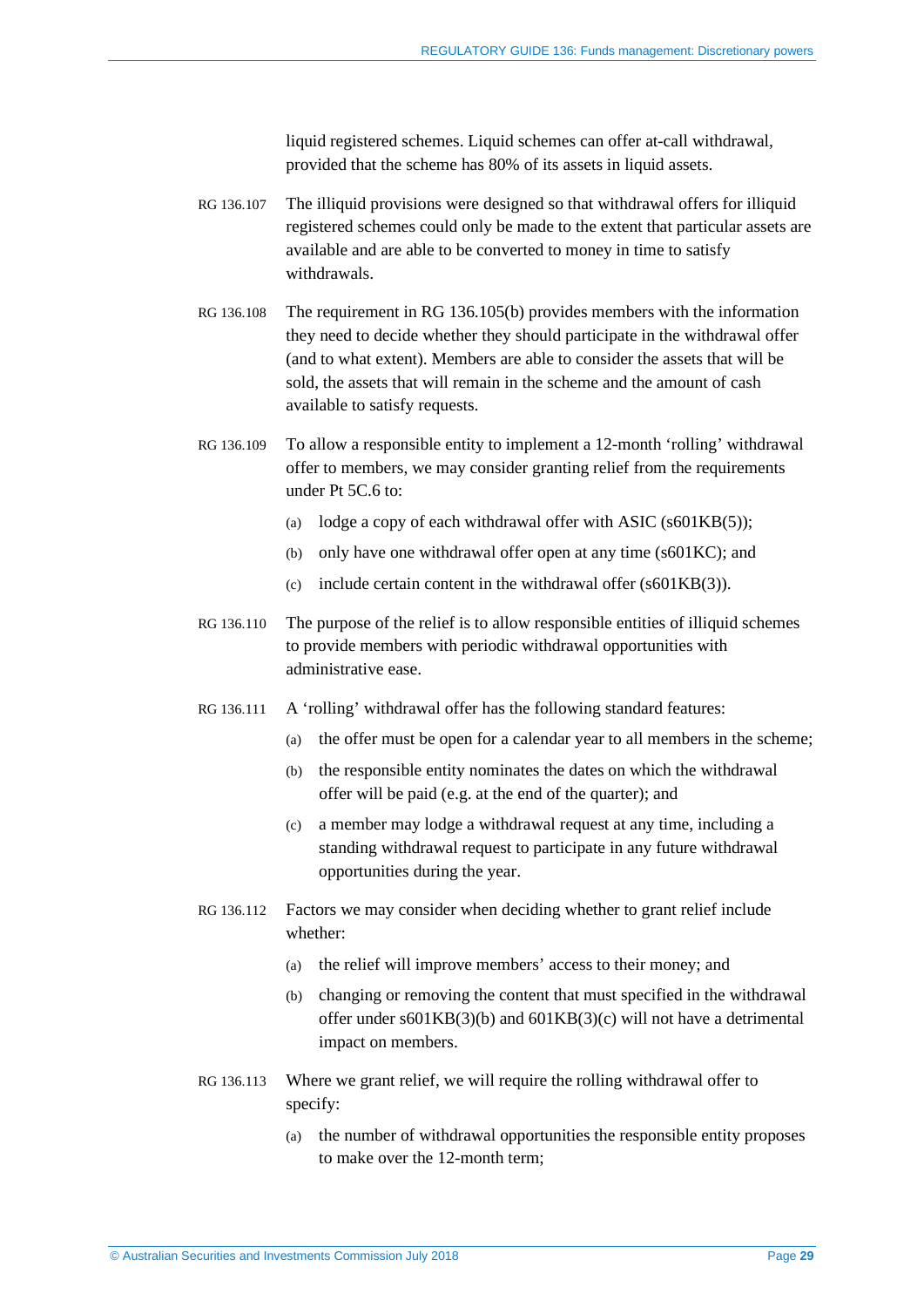liquid registered schemes. Liquid schemes can offer at-call withdrawal, provided that the scheme has 80% of its assets in liquid assets.

RG 136.107 The illiquid provisions were designed so that withdrawal offers for illiquid registered schemes could only be made to the extent that particular assets are available and are able to be converted to money in time to satisfy withdrawals.

RG 136.108 The requirement in RG 136.105(b) provides members with the information they need to decide whether they should participate in the withdrawal offer (and to what extent). Members are able to consider the assets that will be sold, the assets that will remain in the scheme and the amount of cash available to satisfy requests.

RG 136.109 To allow a responsible entity to implement a 12-month 'rolling' withdrawal offer to members, we may consider granting relief from the requirements under Pt 5C.6 to:

(a) lodge a copy of each withdrawal offer with ASIC (s601KB(5));

(b) only have one withdrawal offer open at any time (s601KC); and

(c) include certain content in the withdrawal offer (s601KB(3)).

RG 136.110 The purpose of the relief is to allow responsible entities of illiquid schemes to provide members with periodic withdrawal opportunities with administrative ease.

RG 136.111 A 'rolling' withdrawal offer has the following standard features:

(a) the offer must be open for a calendar year to all members in the scheme;

(b) the responsible entity nominates the dates on which the withdrawal offer will be paid (e.g. at the end of the quarter); and

(c) a member may lodge a withdrawal request at any time, including a standing withdrawal request to participate in any future withdrawal opportunities during the year.

RG 136.112 Factors we may consider when deciding whether to grant relief include whether:

(a) the relief will improve members' access to their money; and

(b) changing or removing the content that must specified in the withdrawal offer under s601KB(3)(b) and 601KB(3)(c) will not have a detrimental impact on members.

RG 136.113 Where we grant relief, we will require the rolling withdrawal offer to specify:

(a) the number of withdrawal opportunities the responsible entity proposes to make over the 12-month term;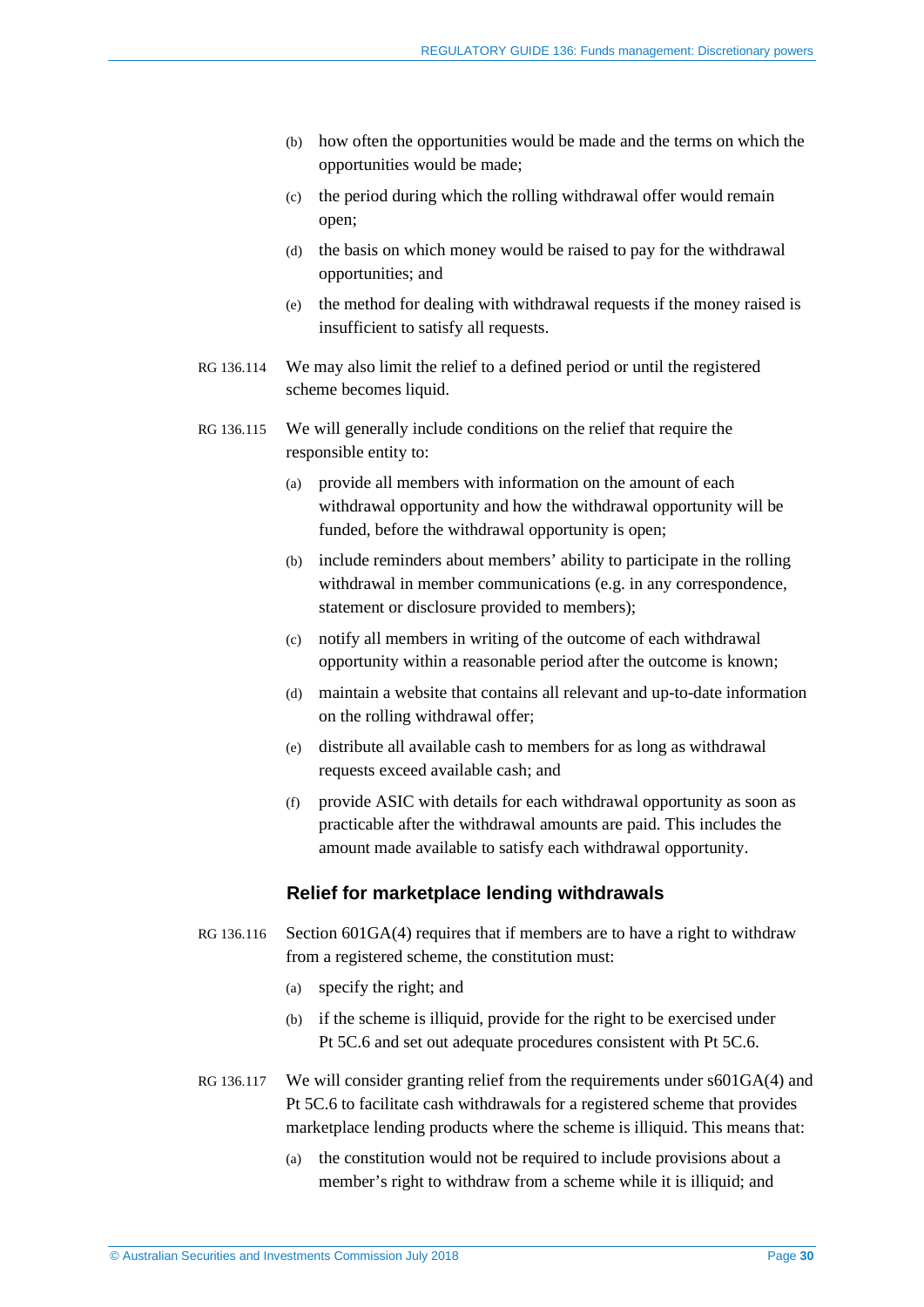(b) how often the opportunities would be made and the terms on which the opportunities would be made;

(c) the period during which the rolling withdrawal offer would remain open;

(d) the basis on which money would be raised to pay for the withdrawal opportunities; and

(e) the method for dealing with withdrawal requests if the money raised is insufficient to satisfy all requests.

RG 136.114 We may also limit the relief to a defined period or until the registered scheme becomes liquid.

RG 136.115 We will generally include conditions on the relief that require the responsible entity to:

(a) provide all members with information on the amount of each withdrawal opportunity and how the withdrawal opportunity will be funded, before the withdrawal opportunity is open;

(b) include reminders about members' ability to participate in the rolling withdrawal in member communications (e.g. in any correspondence, statement or disclosure provided to members);

(c) notify all members in writing of the outcome of each withdrawal opportunity within a reasonable period after the outcome is known;

(d) maintain a website that contains all relevant and up-to-date information on the rolling withdrawal offer;

(e) distribute all available cash to members for as long as withdrawal requests exceed available cash; and

(f) provide ASIC with details for each withdrawal opportunity as soon as practicable after the withdrawal amounts are paid. This includes the amount made available to satisfy each withdrawal opportunity.

### Relief for marketplace lending withdrawals

RG 136.116 Section 601GA(4) requires that if members are to have a right to withdraw from a registered scheme, the constitution must:

(a) specify the right; and

(b) if the scheme is illiquid, provide for the right to be exercised under Pt 5C.6 and set out adequate procedures consistent with Pt 5C.6.

RG 136.117 We will consider granting relief from the requirements under s601GA(4) and Pt 5C.6 to facilitate cash withdrawals for a registered scheme that provides marketplace lending products where the scheme is illiquid. This means that:

(a) the constitution would not be required to include provisions about a member's right to withdraw from a scheme while it is illiquid; and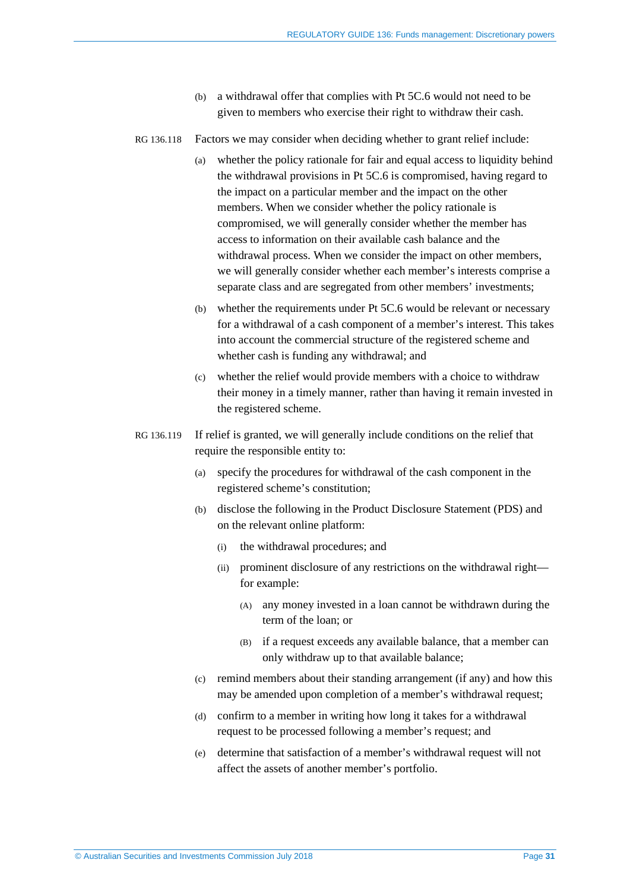(b) a withdrawal offer that complies with Pt 5C.6 would not need to be given to members who exercise their right to withdraw their cash.

RG 136.118 Factors we may consider when deciding whether to grant relief include:

(a) whether the policy rationale for fair and equal access to liquidity behind the withdrawal provisions in Pt 5C.6 is compromised, having regard to the impact on a particular member and the impact on the other members. When we consider whether the policy rationale is compromised, we will generally consider whether the member has access to information on their available cash balance and the withdrawal process. When we consider the impact on other members, we will generally consider whether each member's interests comprise a separate class and are segregated from other members' investments;

(b) whether the requirements under Pt 5C.6 would be relevant or necessary for a withdrawal of a cash component of a member's interest. This takes into account the commercial structure of the registered scheme and whether cash is funding any withdrawal; and

(c) whether the relief would provide members with a choice to withdraw their money in a timely manner, rather than having it remain invested in the registered scheme.

RG 136.119 If relief is granted, we will generally include conditions on the relief that require the responsible entity to:

(a) specify the procedures for withdrawal of the cash component in the registered scheme's constitution;

(b) disclose the following in the Product Disclosure Statement (PDS) and on the relevant online platform:

  (i) the withdrawal procedures; and

  (ii) prominent disclosure of any restrictions on the withdrawal right—for example:

    (A) any money invested in a loan cannot be withdrawn during the term of the loan; or

    (B) if a request exceeds any available balance, that a member can only withdraw up to that available balance;

(c) remind members about their standing arrangement (if any) and how this may be amended upon completion of a member's withdrawal request;

(d) confirm to a member in writing how long it takes for a withdrawal request to be processed following a member's request; and

(e) determine that satisfaction of a member's withdrawal request will not affect the assets of another member's portfolio.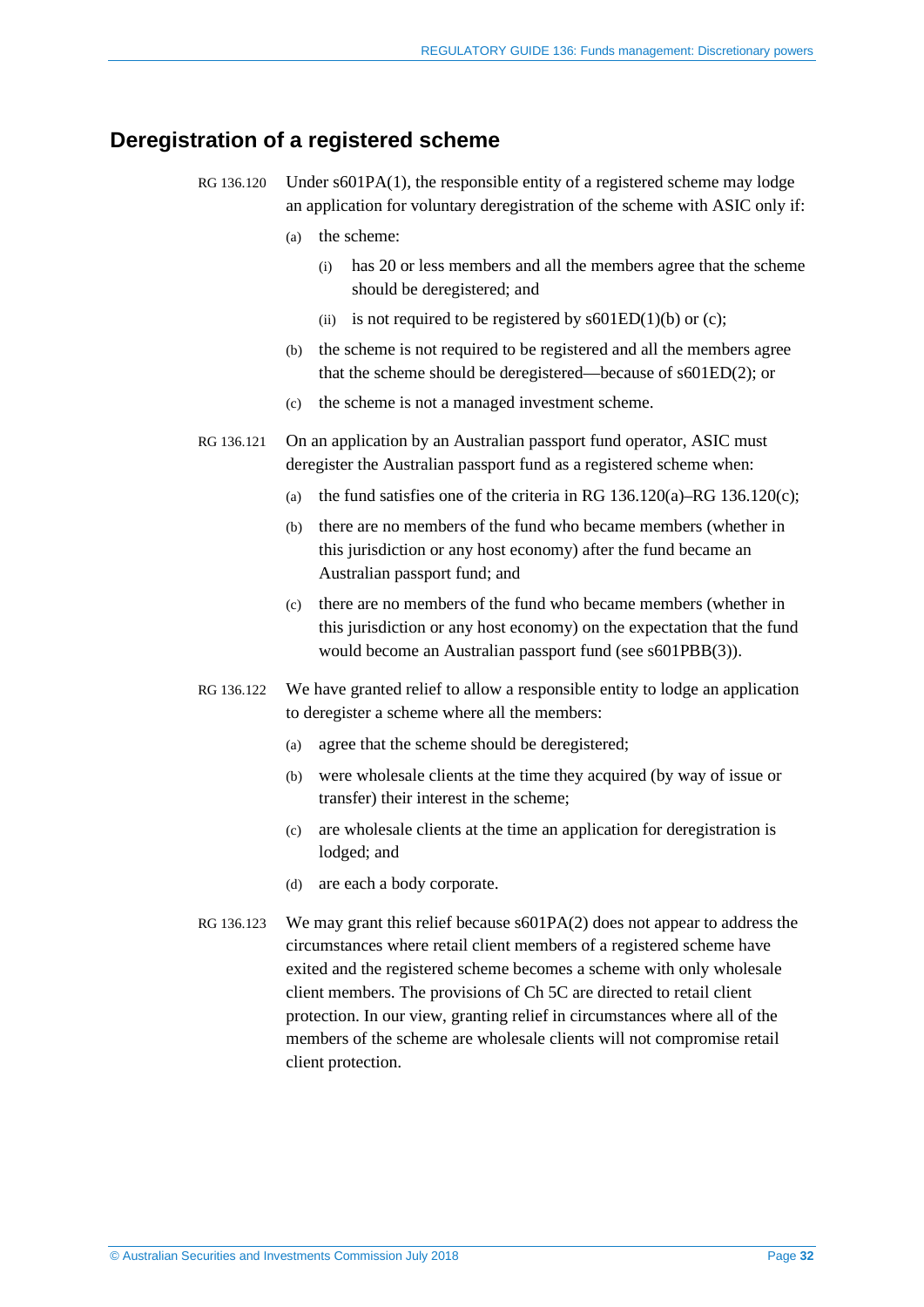## Deregistration of a registered scheme

RG 136.120 Under s601PA(1), the responsible entity of a registered scheme may lodge an application for voluntary deregistration of the scheme with ASIC only if:

- (a) the scheme:
  - (i) has 20 or less members and all the members agree that the scheme should be deregistered; and
  - (ii) is not required to be registered by s601ED(1)(b) or (c);
- (b) the scheme is not required to be registered and all the members agree that the scheme should be deregistered—because of s601ED(2); or
- (c) the scheme is not a managed investment scheme.

RG 136.121 On an application by an Australian passport fund operator, ASIC must deregister the Australian passport fund as a registered scheme when:

- (a) the fund satisfies one of the criteria in RG 136.120(a)–RG 136.120(c);
- (b) there are no members of the fund who became members (whether in this jurisdiction or any host economy) after the fund became an Australian passport fund; and
- (c) there are no members of the fund who became members (whether in this jurisdiction or any host economy) on the expectation that the fund would become an Australian passport fund (see s601PBB(3)).

RG 136.122 We have granted relief to allow a responsible entity to lodge an application to deregister a scheme where all the members:

- (a) agree that the scheme should be deregistered;
- (b) were wholesale clients at the time they acquired (by way of issue or transfer) their interest in the scheme;
- (c) are wholesale clients at the time an application for deregistration is lodged; and
- (d) are each a body corporate.

RG 136.123 We may grant this relief because s601PA(2) does not appear to address the circumstances where retail client members of a registered scheme have exited and the registered scheme becomes a scheme with only wholesale client members. The provisions of Ch 5C are directed to retail client protection. In our view, granting relief in circumstances where all of the members of the scheme are wholesale clients will not compromise retail client protection.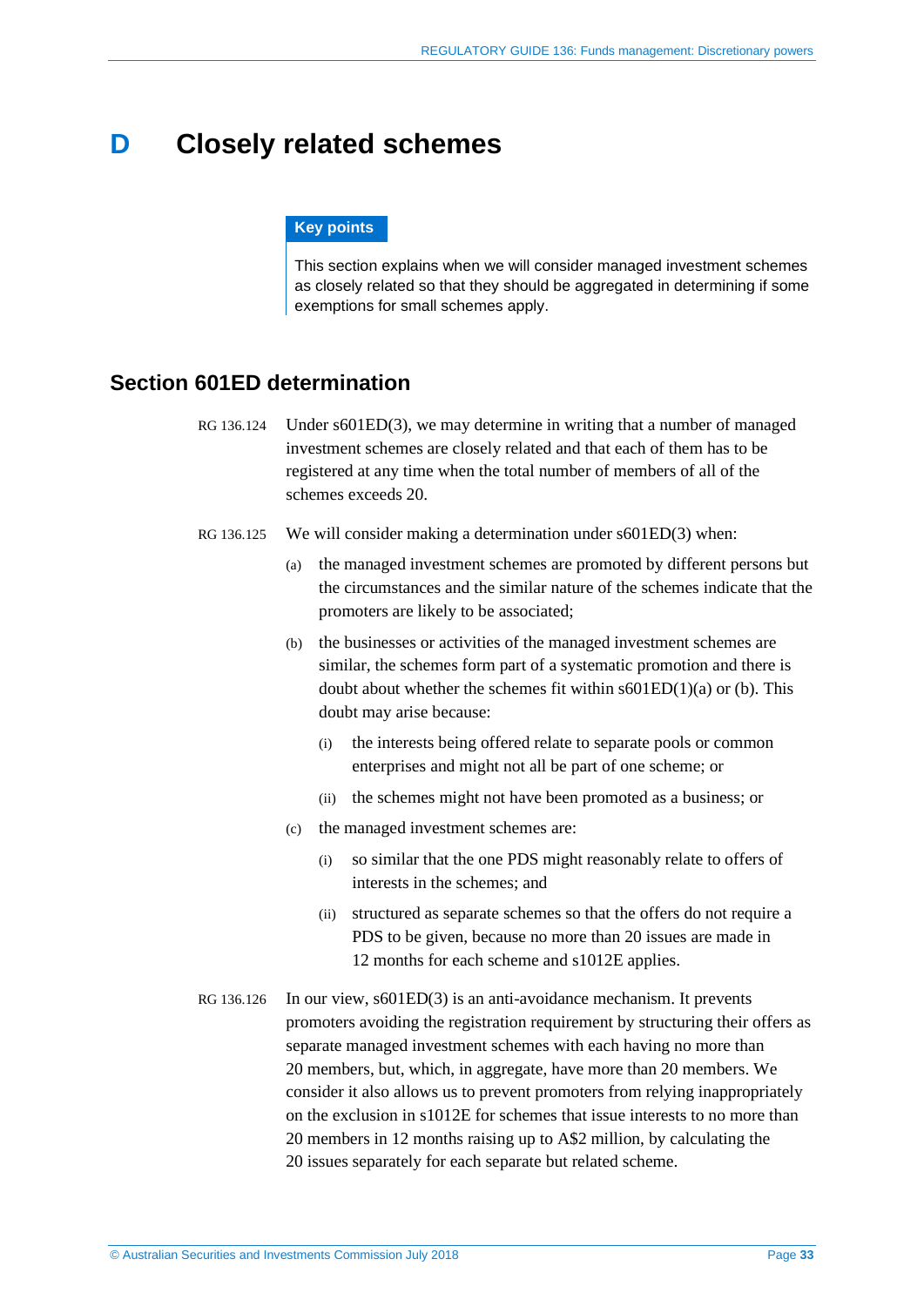# D Closely related schemes

> **Key points**
>
> This section explains when we will consider managed investment schemes as closely related so that they should be aggregated in determining if some exemptions for small schemes apply.

## Section 601ED determination

RG 136.124 Under s601ED(3), we may determine in writing that a number of managed investment schemes are closely related and that each of them has to be registered at any time when the total number of members of all of the schemes exceeds 20.

RG 136.125 We will consider making a determination under s601ED(3) when:

- (a) the managed investment schemes are promoted by different persons but the circumstances and the similar nature of the schemes indicate that the promoters are likely to be associated;
- (b) the businesses or activities of the managed investment schemes are similar, the schemes form part of a systematic promotion and there is doubt about whether the schemes fit within s601ED(1)(a) or (b). This doubt may arise because:
  - (i) the interests being offered relate to separate pools or common enterprises and might not all be part of one scheme; or
  - (ii) the schemes might not have been promoted as a business; or
- (c) the managed investment schemes are:
  - (i) so similar that the one PDS might reasonably relate to offers of interests in the schemes; and
  - (ii) structured as separate schemes so that the offers do not require a PDS to be given, because no more than 20 issues are made in 12 months for each scheme and s1012E applies.

RG 136.126 In our view, s601ED(3) is an anti-avoidance mechanism. It prevents promoters avoiding the registration requirement by structuring their offers as separate managed investment schemes with each having no more than 20 members, but, which, in aggregate, have more than 20 members. We consider it also allows us to prevent promoters from relying inappropriately on the exclusion in s1012E for schemes that issue interests to no more than 20 members in 12 months raising up to A$2 million, by calculating the 20 issues separately for each separate but related scheme.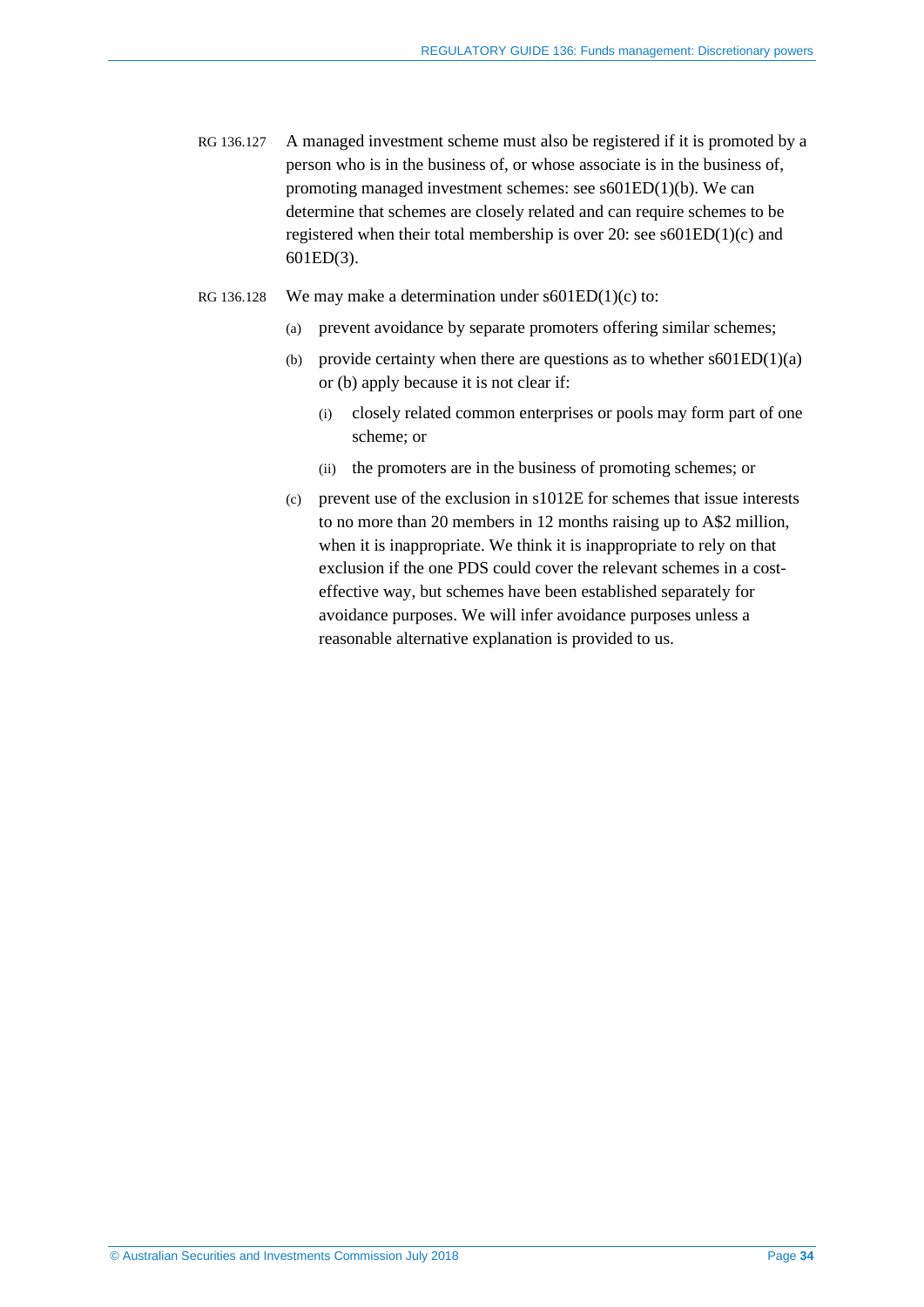RG 136.127 A managed investment scheme must also be registered if it is promoted by a person who is in the business of, or whose associate is in the business of, promoting managed investment schemes: see s601ED(1)(b). We can determine that schemes are closely related and can require schemes to be registered when their total membership is over 20: see s601ED(1)(c) and 601ED(3).

RG 136.128 We may make a determination under s601ED(1)(c) to:

(a) prevent avoidance by separate promoters offering similar schemes;

(b) provide certainty when there are questions as to whether s601ED(1)(a) or (b) apply because it is not clear if:

  (i) closely related common enterprises or pools may form part of one scheme; or

  (ii) the promoters are in the business of promoting schemes; or

(c) prevent use of the exclusion in s1012E for schemes that issue interests to no more than 20 members in 12 months raising up to A$2 million, when it is inappropriate. We think it is inappropriate to rely on that exclusion if the one PDS could cover the relevant schemes in a cost-effective way, but schemes have been established separately for avoidance purposes. We will infer avoidance purposes unless a reasonable alternative explanation is provided to us.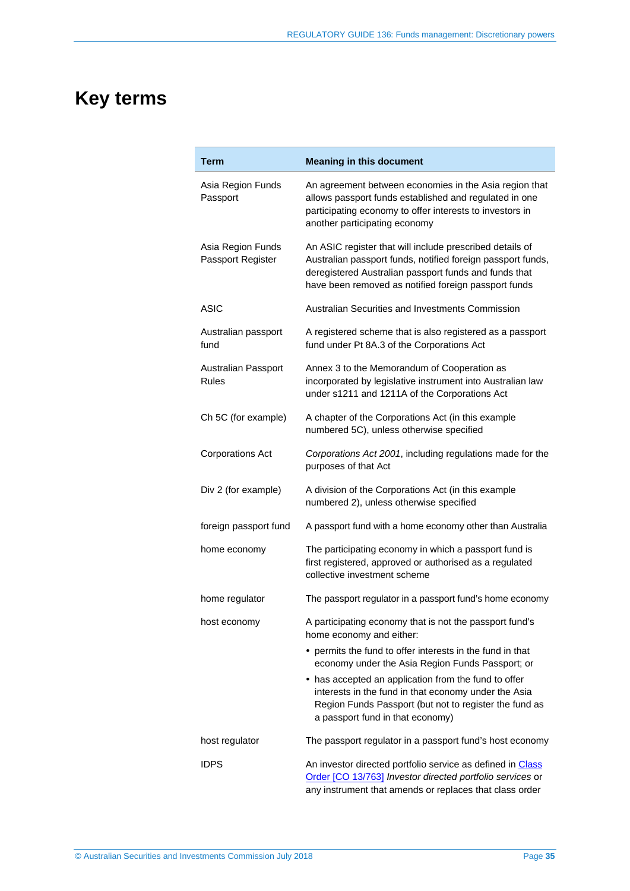# Key terms

| Term | Meaning in this document |
| --- | --- |
| Asia Region Funds Passport | An agreement between economies in the Asia region that allows passport funds established and regulated in one participating economy to offer interests to investors in another participating economy |
| Asia Region Funds Passport Register | An ASIC register that will include prescribed details of Australian passport funds, notified foreign passport funds, deregistered Australian passport funds and funds that have been removed as notified foreign passport funds |
| ASIC | Australian Securities and Investments Commission |
| Australian passport fund | A registered scheme that is also registered as a passport fund under Pt 8A.3 of the Corporations Act |
| Australian Passport Rules | Annex 3 to the Memorandum of Cooperation as incorporated by legislative instrument into Australian law under s1211 and 1211A of the Corporations Act |
| Ch 5C (for example) | A chapter of the Corporations Act (in this example numbered 5C), unless otherwise specified |
| Corporations Act | *Corporations Act 2001*, including regulations made for the purposes of that Act |
| Div 2 (for example) | A division of the Corporations Act (in this example numbered 2), unless otherwise specified |
| foreign passport fund | A passport fund with a home economy other than Australia |
| home economy | The participating economy in which a passport fund is first registered, approved or authorised as a regulated collective investment scheme |
| home regulator | The passport regulator in a passport fund's home economy |
| host economy | A participating economy that is not the passport fund's home economy and either: <br>• permits the fund to offer interests in the fund in that economy under the Asia Region Funds Passport; or <br>• has accepted an application from the fund to offer interests in the fund in that economy under the Asia Region Funds Passport (but not to register the fund as a passport fund in that economy) |
| host regulator | The passport regulator in a passport fund's host economy |
| IDPS | An investor directed portfolio service as defined in Class Order [CO 13/763] *Investor directed portfolio services* or any instrument that amends or replaces that class order |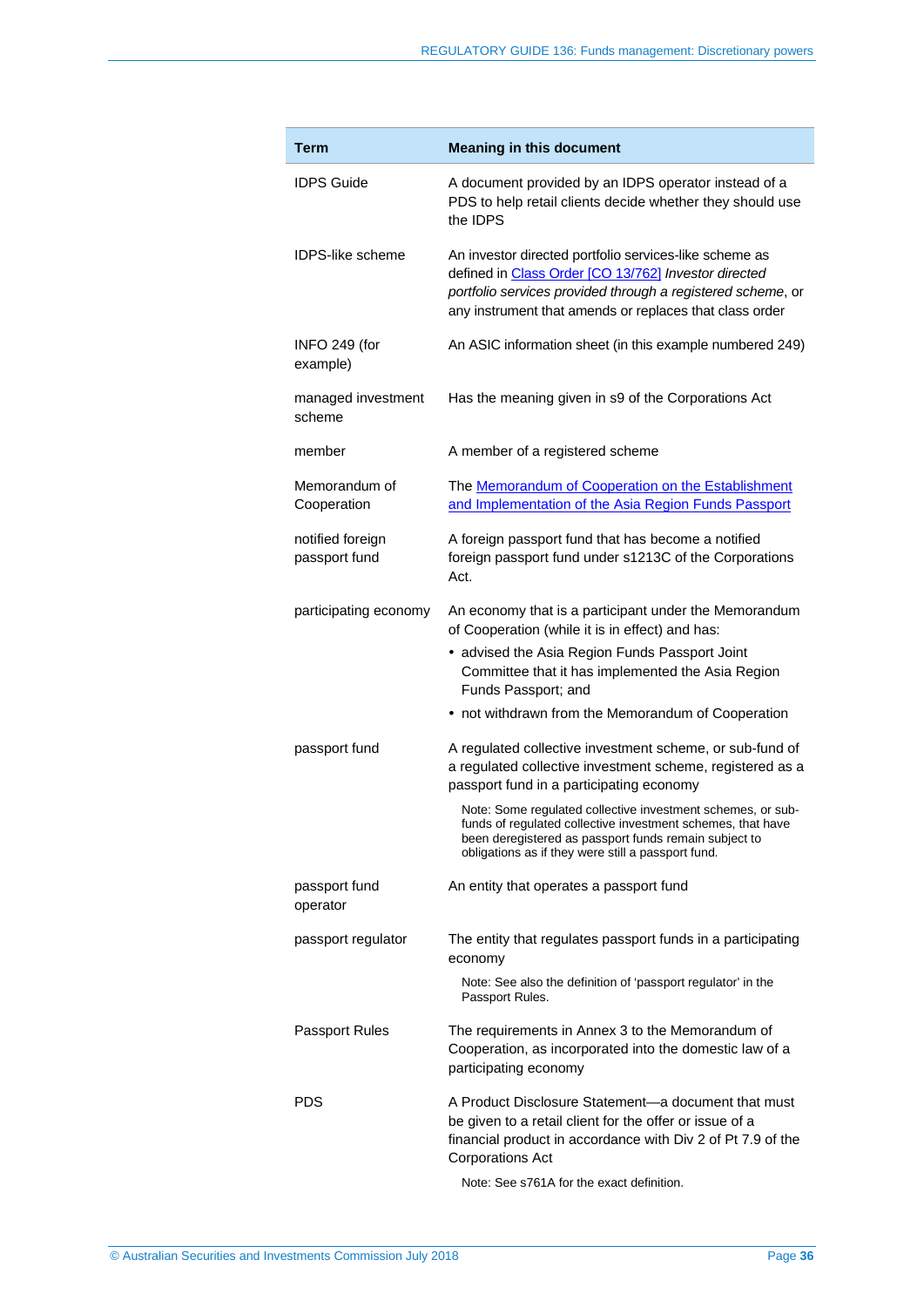| Term | Meaning in this document |
|---|---|
| IDPS Guide | A document provided by an IDPS operator instead of a PDS to help retail clients decide whether they should use the IDPS |
| IDPS-like scheme | An investor directed portfolio services-like scheme as defined in Class Order [CO 13/762] *Investor directed portfolio services provided through a registered scheme*, or any instrument that amends or replaces that class order |
| INFO 249 (for example) | An ASIC information sheet (in this example numbered 249) |
| managed investment scheme | Has the meaning given in s9 of the Corporations Act |
| member | A member of a registered scheme |
| Memorandum of Cooperation | The Memorandum of Cooperation on the Establishment and Implementation of the Asia Region Funds Passport |
| notified foreign passport fund | A foreign passport fund that has become a notified foreign passport fund under s1213C of the Corporations Act. |
| participating economy | An economy that is a participant under the Memorandum of Cooperation (while it is in effect) and has: <br>• advised the Asia Region Funds Passport Joint Committee that it has implemented the Asia Region Funds Passport; and <br>• not withdrawn from the Memorandum of Cooperation |
| passport fund | A regulated collective investment scheme, or sub-fund of a regulated collective investment scheme, registered as a passport fund in a participating economy <br><br>Note: Some regulated collective investment schemes, or sub-funds of regulated collective investment schemes, that have been deregistered as passport funds remain subject to obligations as if they were still a passport fund. |
| passport fund operator | An entity that operates a passport fund |
| passport regulator | The entity that regulates passport funds in a participating economy <br><br>Note: See also the definition of 'passport regulator' in the Passport Rules. |
| Passport Rules | The requirements in Annex 3 to the Memorandum of Cooperation, as incorporated into the domestic law of a participating economy |
| PDS | A Product Disclosure Statement—a document that must be given to a retail client for the offer or issue of a financial product in accordance with Div 2 of Pt 7.9 of the Corporations Act <br><br>Note: See s761A for the exact definition. |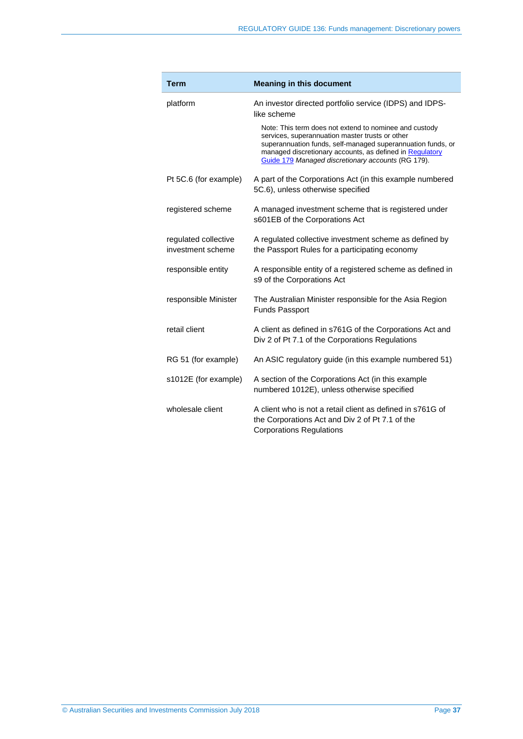| Term | Meaning in this document |
| --- | --- |
| platform | An investor directed portfolio service (IDPS) and IDPS-like scheme<br><br>Note: This term does not extend to nominee and custody services, superannuation master trusts or other superannuation funds, self-managed superannuation funds, or managed discretionary accounts, as defined in Regulatory Guide 179 *Managed discretionary accounts* (RG 179). |
| Pt 5C.6 (for example) | A part of the Corporations Act (in this example numbered 5C.6), unless otherwise specified |
| registered scheme | A managed investment scheme that is registered under s601EB of the Corporations Act |
| regulated collective investment scheme | A regulated collective investment scheme as defined by the Passport Rules for a participating economy |
| responsible entity | A responsible entity of a registered scheme as defined in s9 of the Corporations Act |
| responsible Minister | The Australian Minister responsible for the Asia Region Funds Passport |
| retail client | A client as defined in s761G of the Corporations Act and Div 2 of Pt 7.1 of the Corporations Regulations |
| RG 51 (for example) | An ASIC regulatory guide (in this example numbered 51) |
| s1012E (for example) | A section of the Corporations Act (in this example numbered 1012E), unless otherwise specified |
| wholesale client | A client who is not a retail client as defined in s761G of the Corporations Act and Div 2 of Pt 7.1 of the Corporations Regulations |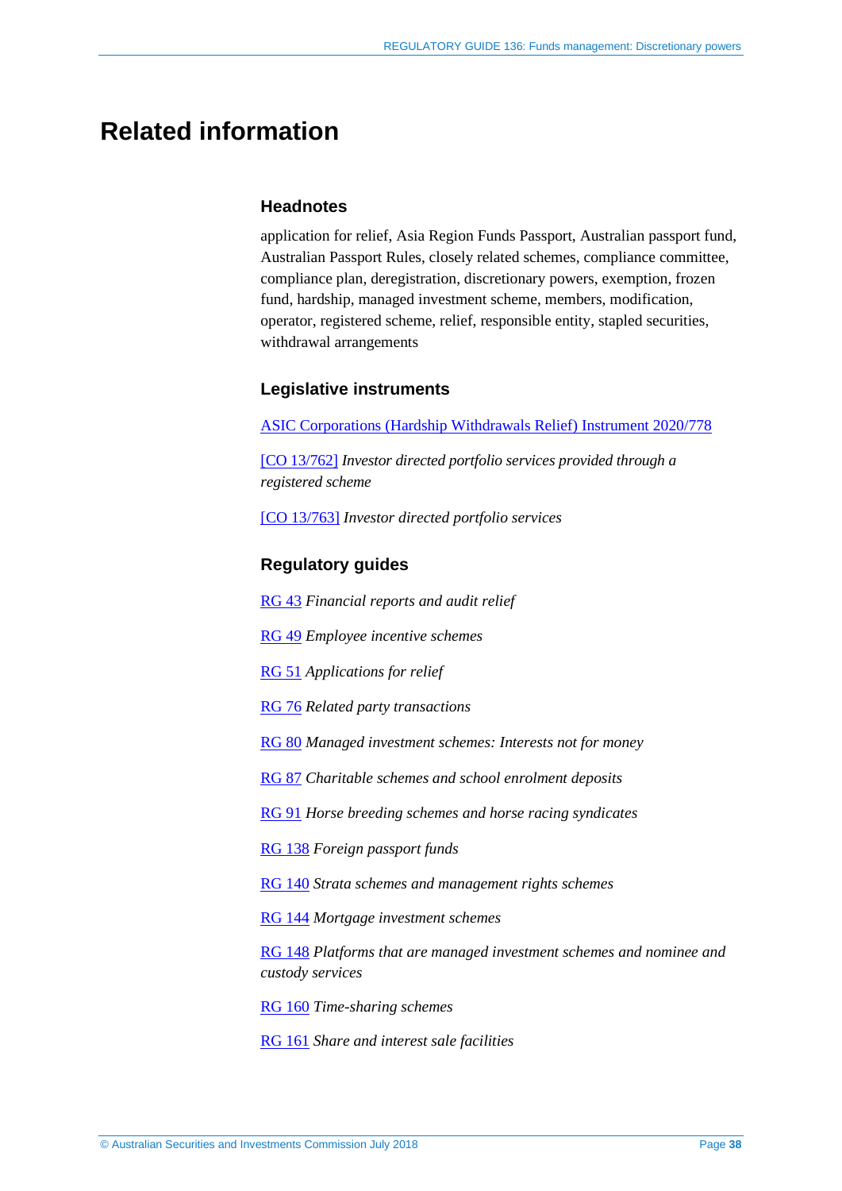# Related information

### Headnotes

application for relief, Asia Region Funds Passport, Australian passport fund, Australian Passport Rules, closely related schemes, compliance committee, compliance plan, deregistration, discretionary powers, exemption, frozen fund, hardship, managed investment scheme, members, modification, operator, registered scheme, relief, responsible entity, stapled securities, withdrawal arrangements

### Legislative instruments

ASIC Corporations (Hardship Withdrawals Relief) Instrument 2020/778

[CO 13/762] *Investor directed portfolio services provided through a registered scheme*

[CO 13/763] *Investor directed portfolio services*

### Regulatory guides

RG 43 *Financial reports and audit relief*

RG 49 *Employee incentive schemes*

RG 51 *Applications for relief*

RG 76 *Related party transactions*

RG 80 *Managed investment schemes: Interests not for money*

RG 87 *Charitable schemes and school enrolment deposits*

RG 91 *Horse breeding schemes and horse racing syndicates*

RG 138 *Foreign passport funds*

RG 140 *Strata schemes and management rights schemes*

RG 144 *Mortgage investment schemes*

RG 148 *Platforms that are managed investment schemes and nominee and custody services*

RG 160 *Time-sharing schemes*

RG 161 *Share and interest sale facilities*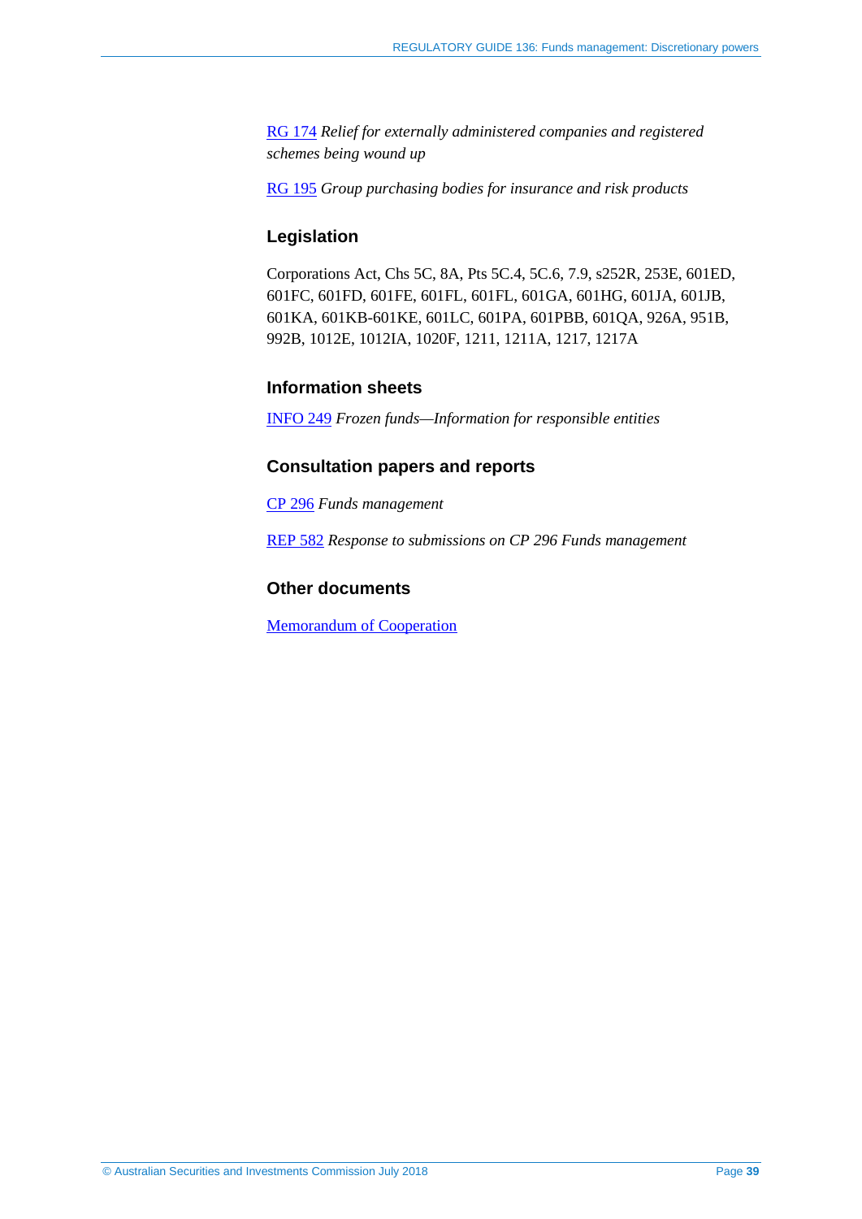RG 174 *Relief for externally administered companies and registered schemes being wound up*

RG 195 *Group purchasing bodies for insurance and risk products*

### Legislation

Corporations Act, Chs 5C, 8A, Pts 5C.4, 5C.6, 7.9, s252R, 253E, 601ED, 601FC, 601FD, 601FE, 601FL, 601FL, 601GA, 601HG, 601JA, 601JB, 601KA, 601KB-601KE, 601LC, 601PA, 601PBB, 601QA, 926A, 951B, 992B, 1012E, 1012IA, 1020F, 1211, 1211A, 1217, 1217A

### Information sheets

INFO 249 *Frozen funds—Information for responsible entities*

### Consultation papers and reports

CP 296 *Funds management*

REP 582 *Response to submissions on CP 296 Funds management*

### Other documents

Memorandum of Cooperation